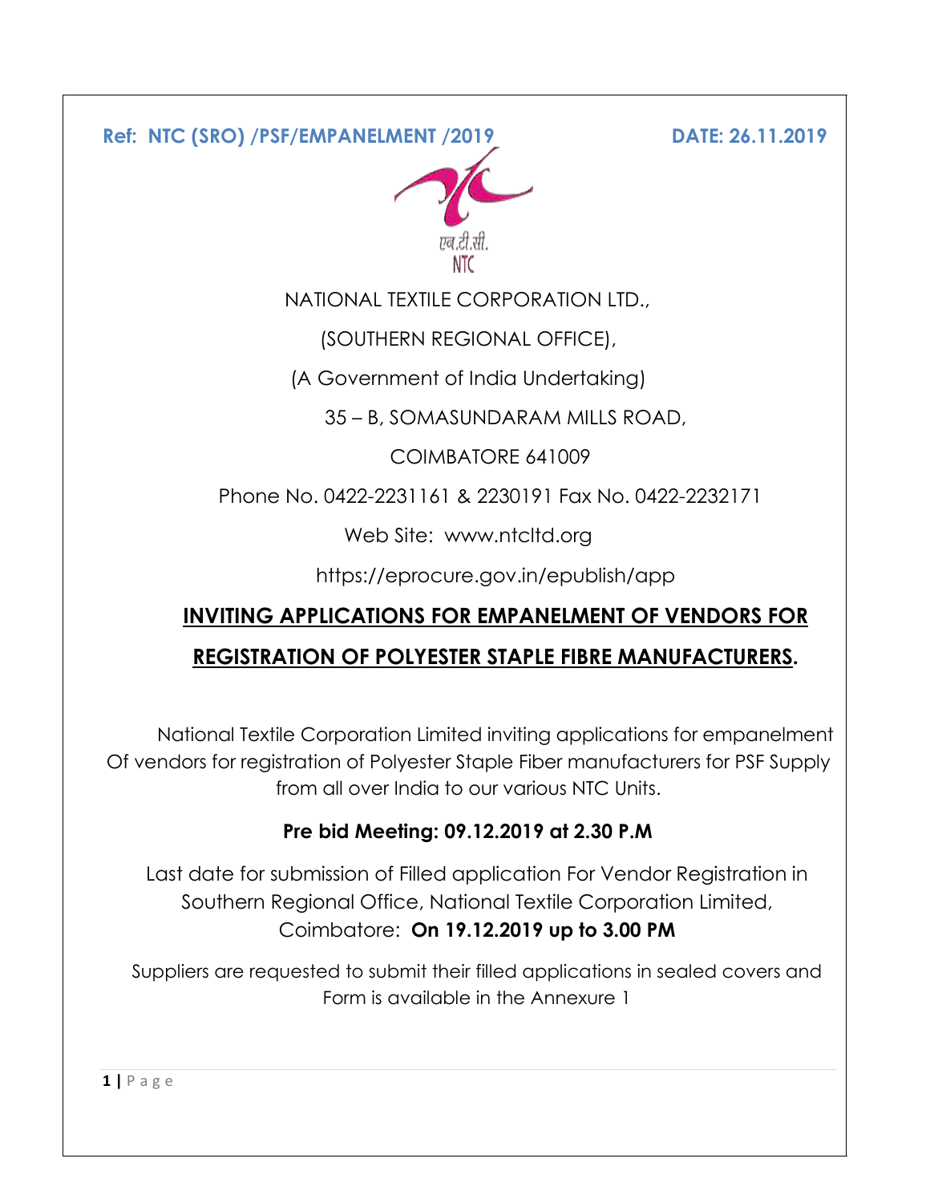**Ref: NTC (SRO) /PSF/EMPANELMENT /2019** **DATE: 26.11.2019**

एन.टी.सी.
NTC

NATIONAL TEXTILE CORPORATION LTD.,

(SOUTHERN REGIONAL OFFICE),

(A Government of India Undertaking)

35 – B, SOMASUNDARAM MILLS ROAD,

COIMBATORE 641009

Phone No. 0422-2231161 & 2230191 Fax No. 0422-2232171

Web Site: www.ntcltd.org

https://eprocure.gov.in/epublish/app

## INVITING APPLICATIONS FOR EMPANELMENT OF VENDORS FOR REGISTRATION OF POLYESTER STAPLE FIBRE MANUFACTURERS.

National Textile Corporation Limited inviting applications for empanelment Of vendors for registration of Polyester Staple Fiber manufacturers for PSF Supply from all over India to our various NTC Units.

**Pre bid Meeting: 09.12.2019 at 2.30 P.M**

Last date for submission of Filled application For Vendor Registration in Southern Regional Office, National Textile Corporation Limited, Coimbatore: **On 19.12.2019 up to 3.00 PM**

Suppliers are requested to submit their filled applications in sealed covers and Form is available in the Annexure 1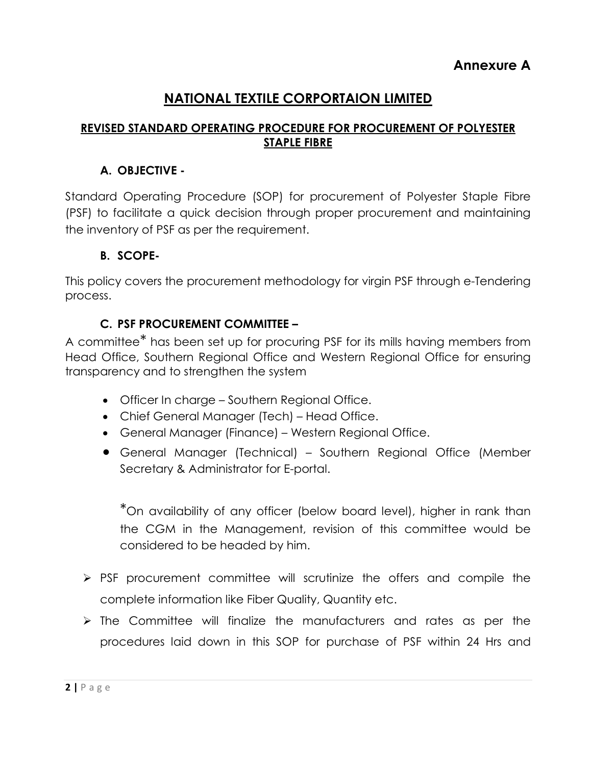**Annexure A**

# NATIONAL TEXTILE CORPORTAION LIMITED

## REVISED STANDARD OPERATING PROCEDURE FOR PROCUREMENT OF POLYESTER STAPLE FIBRE

### A. OBJECTIVE -

Standard Operating Procedure (SOP) for procurement of Polyester Staple Fibre (PSF) to facilitate a quick decision through proper procurement and maintaining the inventory of PSF as per the requirement.

### B. SCOPE-

This policy covers the procurement methodology for virgin PSF through e-Tendering process.

### C. PSF PROCUREMENT COMMITTEE –

A committee* has been set up for procuring PSF for its mills having members from Head Office, Southern Regional Office and Western Regional Office for ensuring transparency and to strengthen the system

- Officer In charge – Southern Regional Office.
- Chief General Manager (Tech) – Head Office.
- General Manager (Finance) – Western Regional Office.
- General Manager (Technical) – Southern Regional Office (Member Secretary & Administrator for E-portal.

  *On availability of any officer (below board level), higher in rank than the CGM in the Management, revision of this committee would be considered to be headed by him.

- PSF procurement committee will scrutinize the offers and compile the complete information like Fiber Quality, Quantity etc.
- The Committee will finalize the manufacturers and rates as per the procedures laid down in this SOP for purchase of PSF within 24 Hrs and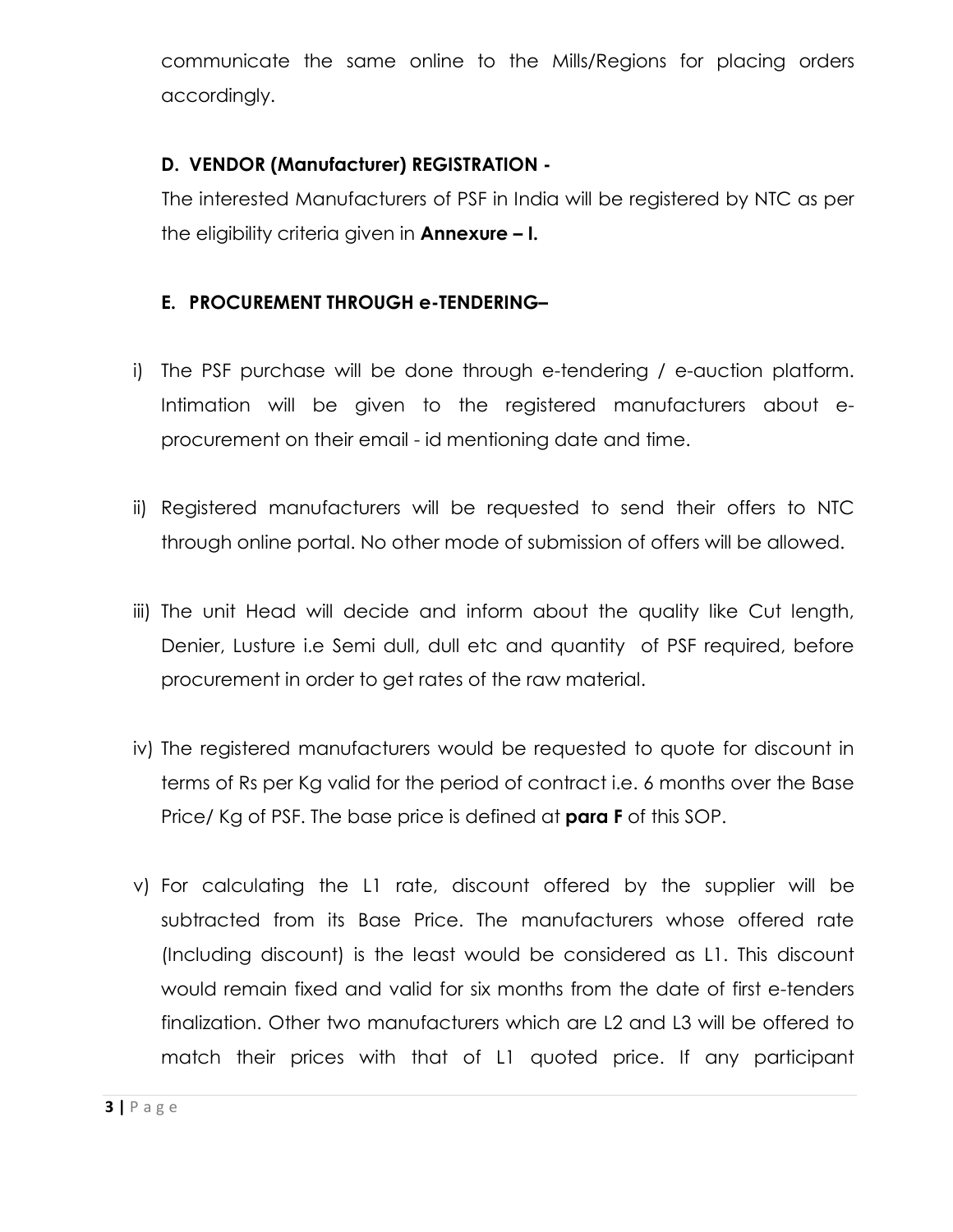communicate the same online to the Mills/Regions for placing orders accordingly.

### D. VENDOR (Manufacturer) REGISTRATION -

The interested Manufacturers of PSF in India will be registered by NTC as per the eligibility criteria given in **Annexure – I.**

### E. PROCUREMENT THROUGH e-TENDERING–

i) The PSF purchase will be done through e-tendering / e-auction platform. Intimation will be given to the registered manufacturers about e-procurement on their email - id mentioning date and time.

ii) Registered manufacturers will be requested to send their offers to NTC through online portal. No other mode of submission of offers will be allowed.

iii) The unit Head will decide and inform about the quality like Cut length, Denier, Lusture i.e Semi dull, dull etc and quantity of PSF required, before procurement in order to get rates of the raw material.

iv) The registered manufacturers would be requested to quote for discount in terms of Rs per Kg valid for the period of contract i.e. 6 months over the Base Price/ Kg of PSF. The base price is defined at **para F** of this SOP.

v) For calculating the L1 rate, discount offered by the supplier will be subtracted from its Base Price. The manufacturers whose offered rate (Including discount) is the least would be considered as L1. This discount would remain fixed and valid for six months from the date of first e-tenders finalization. Other two manufacturers which are L2 and L3 will be offered to match their prices with that of L1 quoted price. If any participant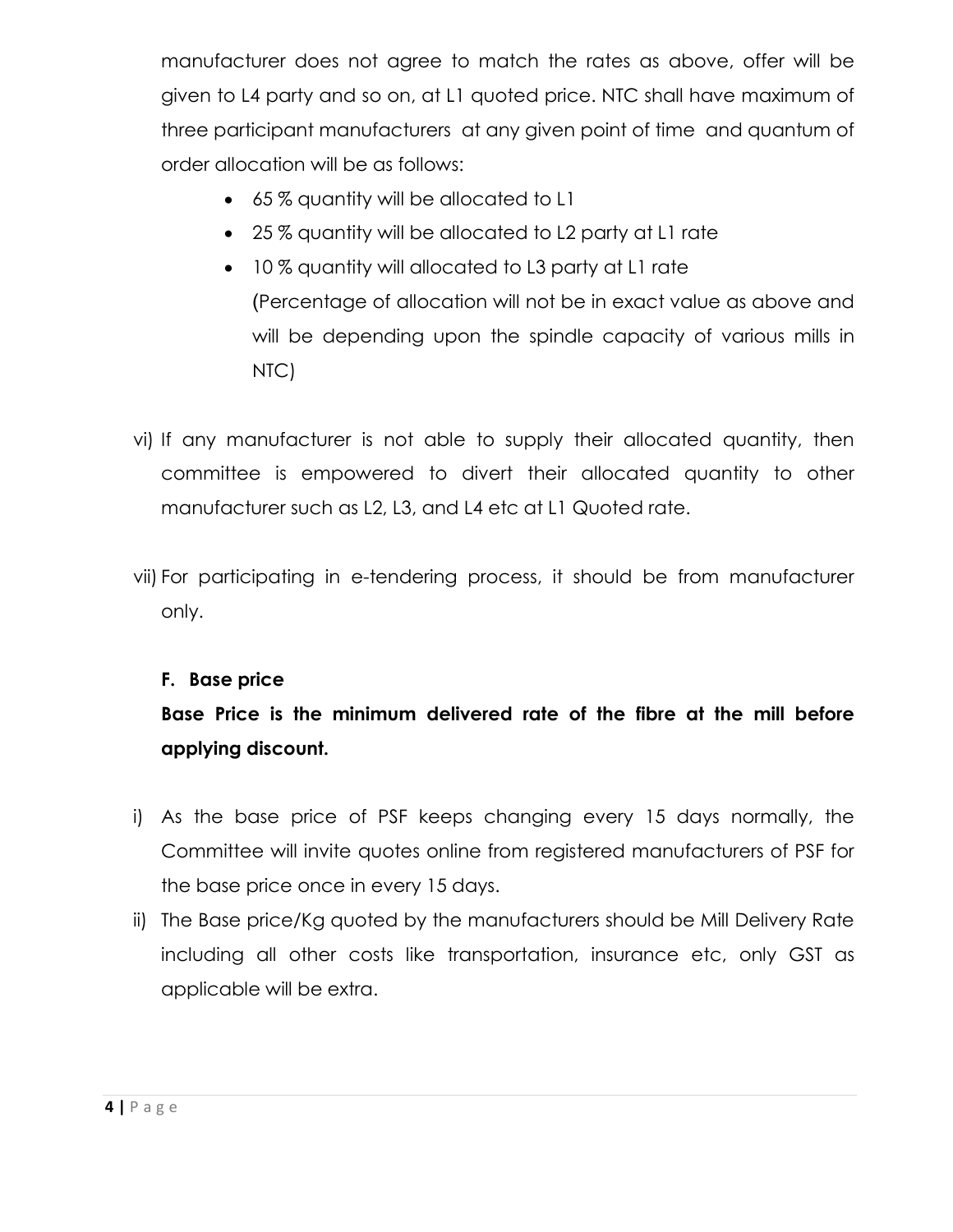manufacturer does not agree to match the rates as above, offer will be given to L4 party and so on, at L1 quoted price. NTC shall have maximum of three participant manufacturers at any given point of time and quantum of order allocation will be as follows:

- 65 % quantity will be allocated to L1
- 25 % quantity will be allocated to L2 party at L1 rate
- 10 % quantity will allocated to L3 party at L1 rate
  (Percentage of allocation will not be in exact value as above and will be depending upon the spindle capacity of various mills in NTC)

vi) If any manufacturer is not able to supply their allocated quantity, then committee is empowered to divert their allocated quantity to other manufacturer such as L2, L3, and L4 etc at L1 Quoted rate.

vii) For participating in e-tendering process, it should be from manufacturer only.

**F. Base price**

**Base Price is the minimum delivered rate of the fibre at the mill before applying discount.**

i) As the base price of PSF keeps changing every 15 days normally, the Committee will invite quotes online from registered manufacturers of PSF for the base price once in every 15 days.

ii) The Base price/Kg quoted by the manufacturers should be Mill Delivery Rate including all other costs like transportation, insurance etc, only GST as applicable will be extra.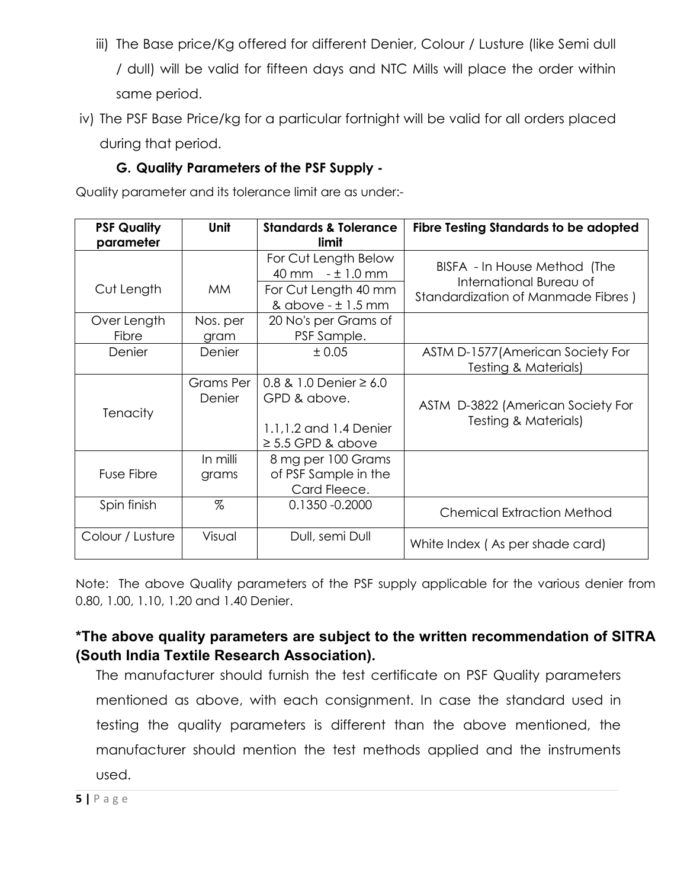iii) The Base price/Kg offered for different Denier, Colour / Lusture (like Semi dull / dull) will be valid for fifteen days and NTC Mills will place the order within same period.

iv) The PSF Base Price/kg for a particular fortnight will be valid for all orders placed during that period.

### G. Quality Parameters of the PSF Supply -

Quality parameter and its tolerance limit are as under:-

| PSF Quality parameter | Unit | Standards & Tolerance limit | Fibre Testing Standards to be adopted |
|---|---|---|---|
| Cut Length | MM | For Cut Length Below 40 mm - ± 1.0 mm<br>For Cut Length 40 mm & above - ± 1.5 mm | BISFA - In House Method (The International Bureau of Standardization of Manmade Fibres ) |
| Over Length Fibre | Nos. per gram | 20 No's per Grams of PSF Sample. | |
| Denier | Denier | ± 0.05 | ASTM D-1577(American Society For Testing & Materials) |
| Tenacity | Grams Per Denier | 0.8 & 1.0 Denier ≥ 6.0 GPD & above.<br>1.1,1.2 and 1.4 Denier ≥ 5.5 GPD & above | ASTM D-3822 (American Society For Testing & Materials) |
| Fuse Fibre | In milli grams | 8 mg per 100 Grams of PSF Sample in the Card Fleece. | |
| Spin finish | % | 0.1350 -0.2000 | Chemical Extraction Method |
| Colour / Lusture | Visual | Dull, semi Dull | White Index ( As per shade card) |

Note: The above Quality parameters of the PSF supply applicable for the various denier from 0.80, 1.00, 1.10, 1.20 and 1.40 Denier.

**\*The above quality parameters are subject to the written recommendation of SITRA (South India Textile Research Association).**

The manufacturer should furnish the test certificate on PSF Quality parameters mentioned as above, with each consignment. In case the standard used in testing the quality parameters is different than the above mentioned, the manufacturer should mention the test methods applied and the instruments used.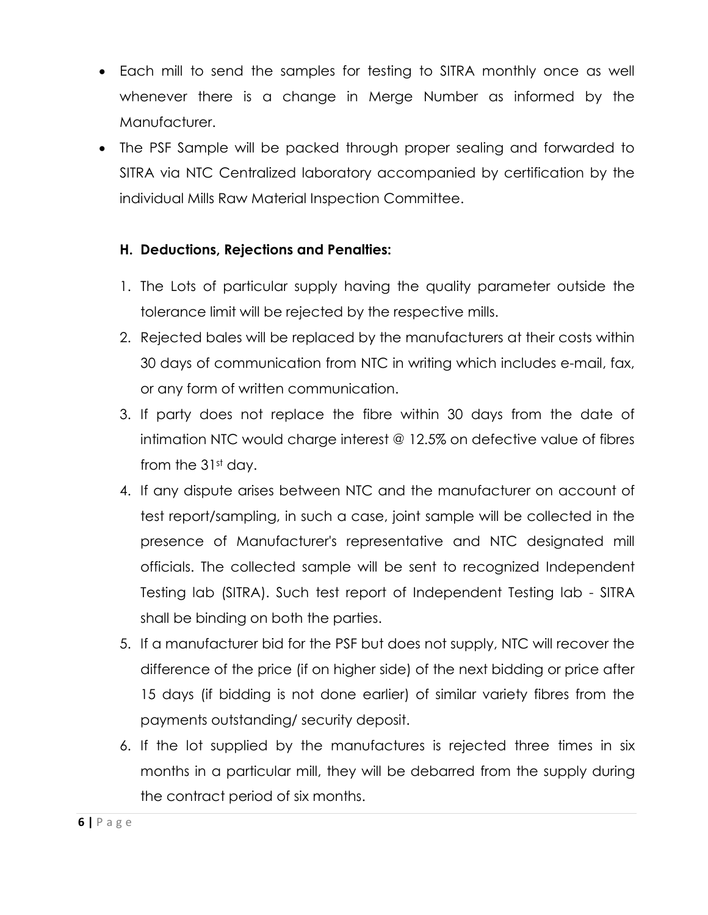- Each mill to send the samples for testing to SITRA monthly once as well whenever there is a change in Merge Number as informed by the Manufacturer.
- The PSF Sample will be packed through proper sealing and forwarded to SITRA via NTC Centralized laboratory accompanied by certification by the individual Mills Raw Material Inspection Committee.

### H. Deductions, Rejections and Penalties:

1. The Lots of particular supply having the quality parameter outside the tolerance limit will be rejected by the respective mills.
2. Rejected bales will be replaced by the manufacturers at their costs within 30 days of communication from NTC in writing which includes e-mail, fax, or any form of written communication.
3. If party does not replace the fibre within 30 days from the date of intimation NTC would charge interest @ 12.5% on defective value of fibres from the 31st day.
4. If any dispute arises between NTC and the manufacturer on account of test report/sampling, in such a case, joint sample will be collected in the presence of Manufacturer's representative and NTC designated mill officials. The collected sample will be sent to recognized Independent Testing lab (SITRA). Such test report of Independent Testing lab - SITRA shall be binding on both the parties.
5. If a manufacturer bid for the PSF but does not supply, NTC will recover the difference of the price (if on higher side) of the next bidding or price after 15 days (if bidding is not done earlier) of similar variety fibres from the payments outstanding/ security deposit.
6. If the lot supplied by the manufactures is rejected three times in six months in a particular mill, they will be debarred from the supply during the contract period of six months.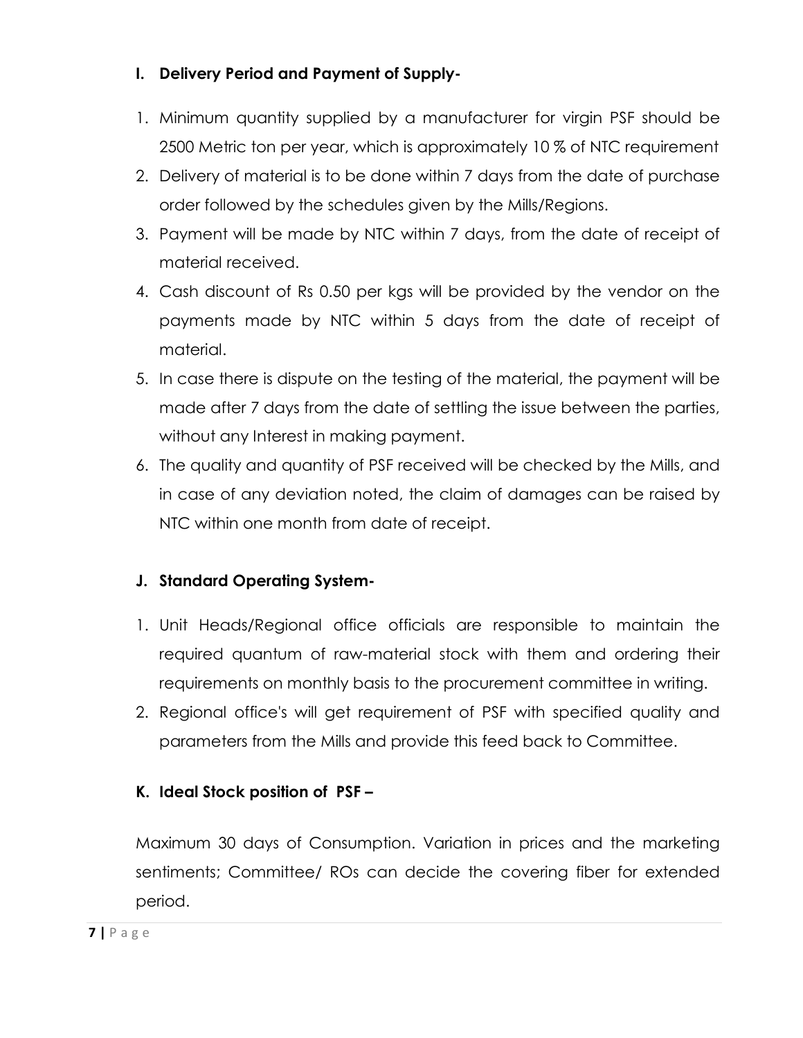## I. Delivery Period and Payment of Supply-

1. Minimum quantity supplied by a manufacturer for virgin PSF should be 2500 Metric ton per year, which is approximately 10 % of NTC requirement
2. Delivery of material is to be done within 7 days from the date of purchase order followed by the schedules given by the Mills/Regions.
3. Payment will be made by NTC within 7 days, from the date of receipt of material received.
4. Cash discount of Rs 0.50 per kgs will be provided by the vendor on the payments made by NTC within 5 days from the date of receipt of material.
5. In case there is dispute on the testing of the material, the payment will be made after 7 days from the date of settling the issue between the parties, without any Interest in making payment.
6. The quality and quantity of PSF received will be checked by the Mills, and in case of any deviation noted, the claim of damages can be raised by NTC within one month from date of receipt.

## J. Standard Operating System-

1. Unit Heads/Regional office officials are responsible to maintain the required quantum of raw-material stock with them and ordering their requirements on monthly basis to the procurement committee in writing.
2. Regional office's will get requirement of PSF with specified quality and parameters from the Mills and provide this feed back to Committee.

## K. Ideal Stock position of PSF –

Maximum 30 days of Consumption. Variation in prices and the marketing sentiments; Committee/ ROs can decide the covering fiber for extended period.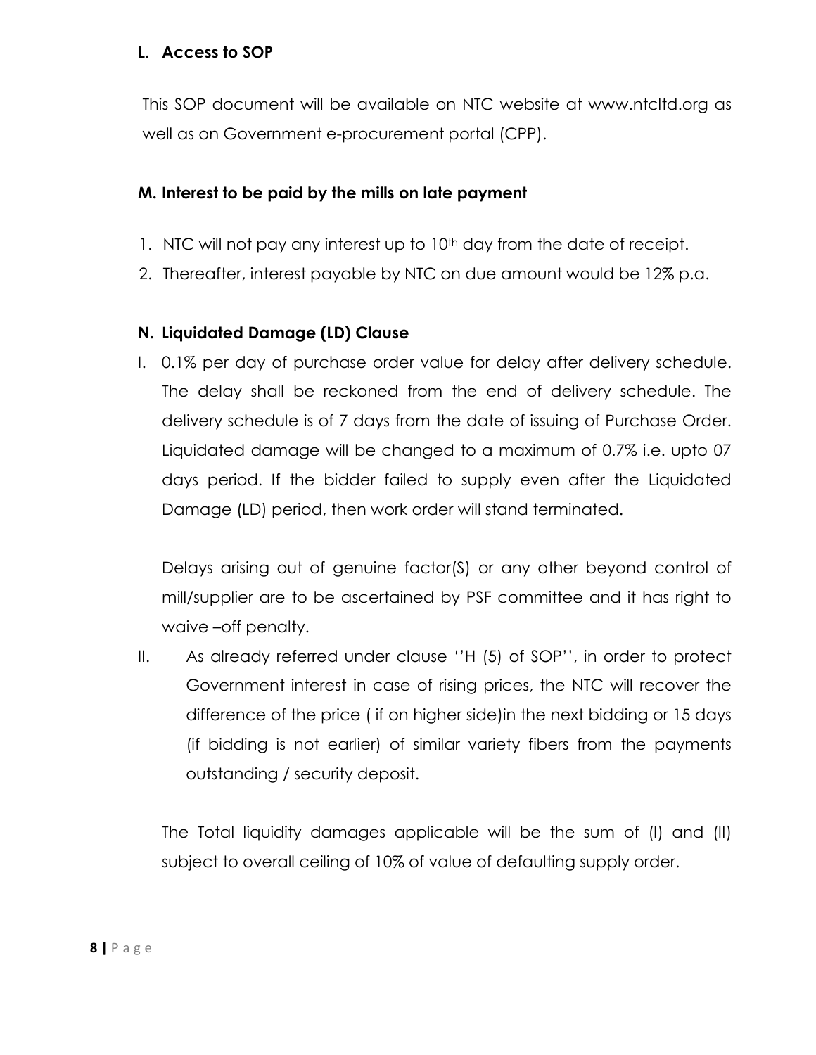## L. Access to SOP

This SOP document will be available on NTC website at www.ntcltd.org as well as on Government e-procurement portal (CPP).

## M. Interest to be paid by the mills on late payment

1. NTC will not pay any interest up to 10th day from the date of receipt.
2. Thereafter, interest payable by NTC on due amount would be 12% p.a.

## N. Liquidated Damage (LD) Clause

I. 0.1% per day of purchase order value for delay after delivery schedule. The delay shall be reckoned from the end of delivery schedule. The delivery schedule is of 7 days from the date of issuing of Purchase Order. Liquidated damage will be changed to a maximum of 0.7% i.e. upto 07 days period. If the bidder failed to supply even after the Liquidated Damage (LD) period, then work order will stand terminated.

   Delays arising out of genuine factor(S) or any other beyond control of mill/supplier are to be ascertained by PSF committee and it has right to waive –off penalty.

II. As already referred under clause ''H (5) of SOP'', in order to protect Government interest in case of rising prices, the NTC will recover the difference of the price ( if on higher side)in the next bidding or 15 days (if bidding is not earlier) of similar variety fibers from the payments outstanding / security deposit.

   The Total liquidity damages applicable will be the sum of (I) and (II) subject to overall ceiling of 10% of value of defaulting supply order.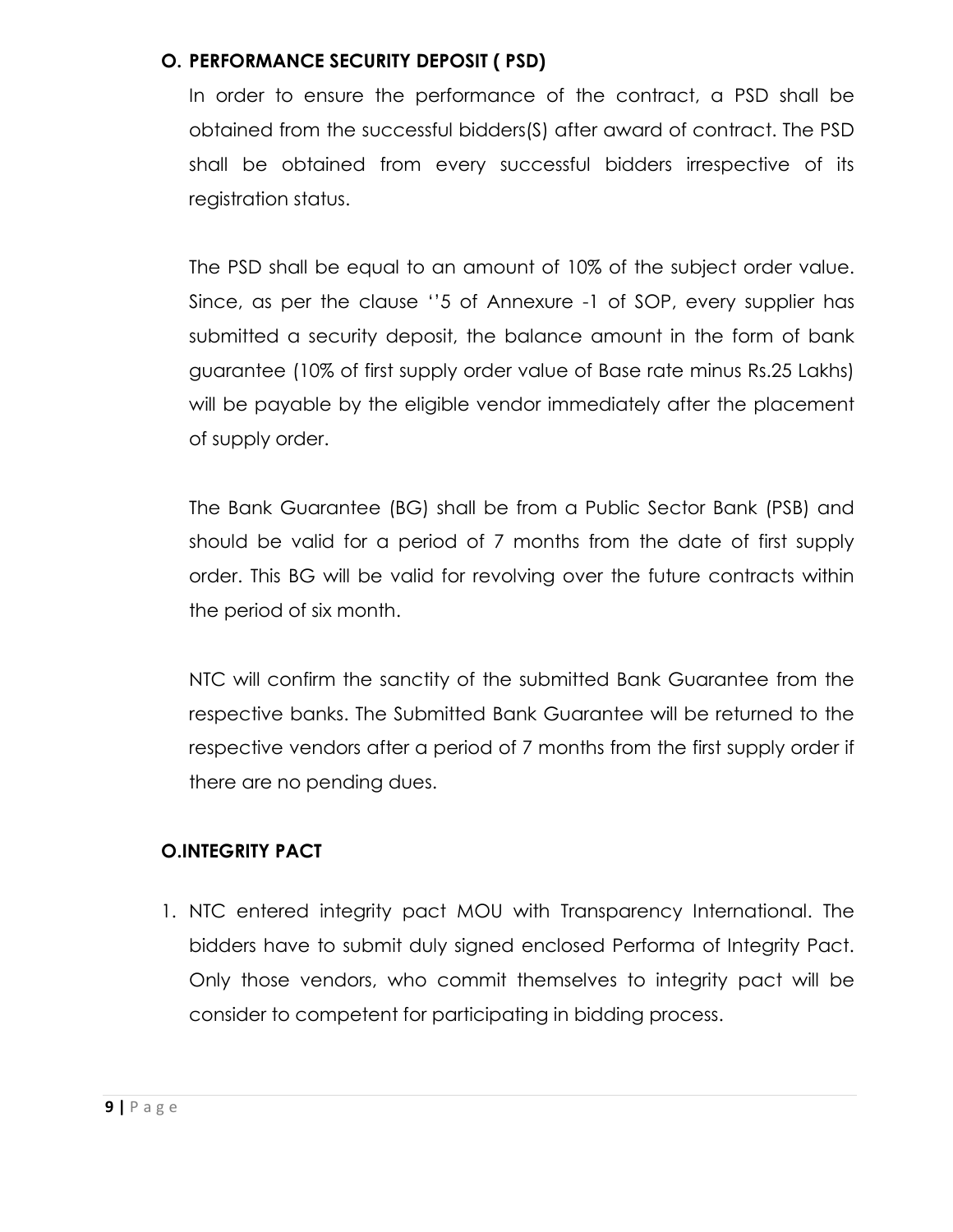### O. PERFORMANCE SECURITY DEPOSIT ( PSD)

In order to ensure the performance of the contract, a PSD shall be obtained from the successful bidders(S) after award of contract. The PSD shall be obtained from every successful bidders irrespective of its registration status.

The PSD shall be equal to an amount of 10% of the subject order value. Since, as per the clause ''5 of Annexure -1 of SOP, every supplier has submitted a security deposit, the balance amount in the form of bank guarantee (10% of first supply order value of Base rate minus Rs.25 Lakhs) will be payable by the eligible vendor immediately after the placement of supply order.

The Bank Guarantee (BG) shall be from a Public Sector Bank (PSB) and should be valid for a period of 7 months from the date of first supply order. This BG will be valid for revolving over the future contracts within the period of six month.

NTC will confirm the sanctity of the submitted Bank Guarantee from the respective banks. The Submitted Bank Guarantee will be returned to the respective vendors after a period of 7 months from the first supply order if there are no pending dues.

### O.INTEGRITY PACT

1. NTC entered integrity pact MOU with Transparency International. The bidders have to submit duly signed enclosed Performa of Integrity Pact. Only those vendors, who commit themselves to integrity pact will be consider to competent for participating in bidding process.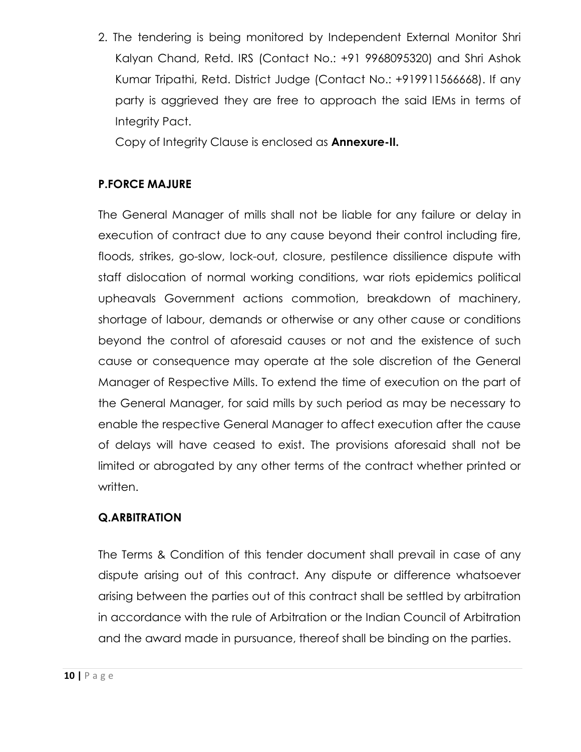2. The tendering is being monitored by Independent External Monitor Shri Kalyan Chand, Retd. IRS (Contact No.: +91 9968095320) and Shri Ashok Kumar Tripathi, Retd. District Judge (Contact No.: +919911566668). If any party is aggrieved they are free to approach the said IEMs in terms of Integrity Pact.

   Copy of Integrity Clause is enclosed as **Annexure-II.**

**P.FORCE MAJURE**

The General Manager of mills shall not be liable for any failure or delay in execution of contract due to any cause beyond their control including fire, floods, strikes, go-slow, lock-out, closure, pestilence dissilience dispute with staff dislocation of normal working conditions, war riots epidemics political upheavals Government actions commotion, breakdown of machinery, shortage of labour, demands or otherwise or any other cause or conditions beyond the control of aforesaid causes or not and the existence of such cause or consequence may operate at the sole discretion of the General Manager of Respective Mills. To extend the time of execution on the part of the General Manager, for said mills by such period as may be necessary to enable the respective General Manager to affect execution after the cause of delays will have ceased to exist. The provisions aforesaid shall not be limited or abrogated by any other terms of the contract whether printed or written.

**Q.ARBITRATION**

The Terms & Condition of this tender document shall prevail in case of any dispute arising out of this contract. Any dispute or difference whatsoever arising between the parties out of this contract shall be settled by arbitration in accordance with the rule of Arbitration or the Indian Council of Arbitration and the award made in pursuance, thereof shall be binding on the parties.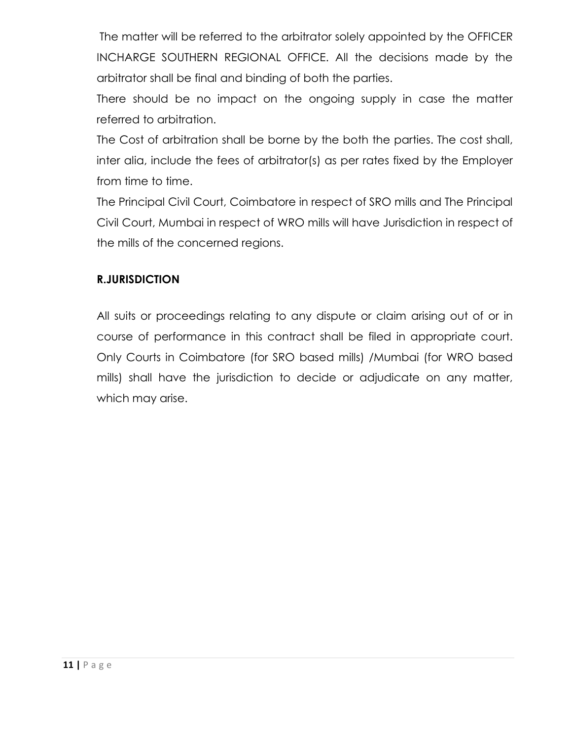The matter will be referred to the arbitrator solely appointed by the OFFICER INCHARGE SOUTHERN REGIONAL OFFICE. All the decisions made by the arbitrator shall be final and binding of both the parties.

There should be no impact on the ongoing supply in case the matter referred to arbitration.

The Cost of arbitration shall be borne by the both the parties. The cost shall, inter alia, include the fees of arbitrator(s) as per rates fixed by the Employer from time to time.

The Principal Civil Court, Coimbatore in respect of SRO mills and The Principal Civil Court, Mumbai in respect of WRO mills will have Jurisdiction in respect of the mills of the concerned regions.

**R.JURISDICTION**

All suits or proceedings relating to any dispute or claim arising out of or in course of performance in this contract shall be filed in appropriate court. Only Courts in Coimbatore (for SRO based mills) /Mumbai (for WRO based mills) shall have the jurisdiction to decide or adjudicate on any matter, which may arise.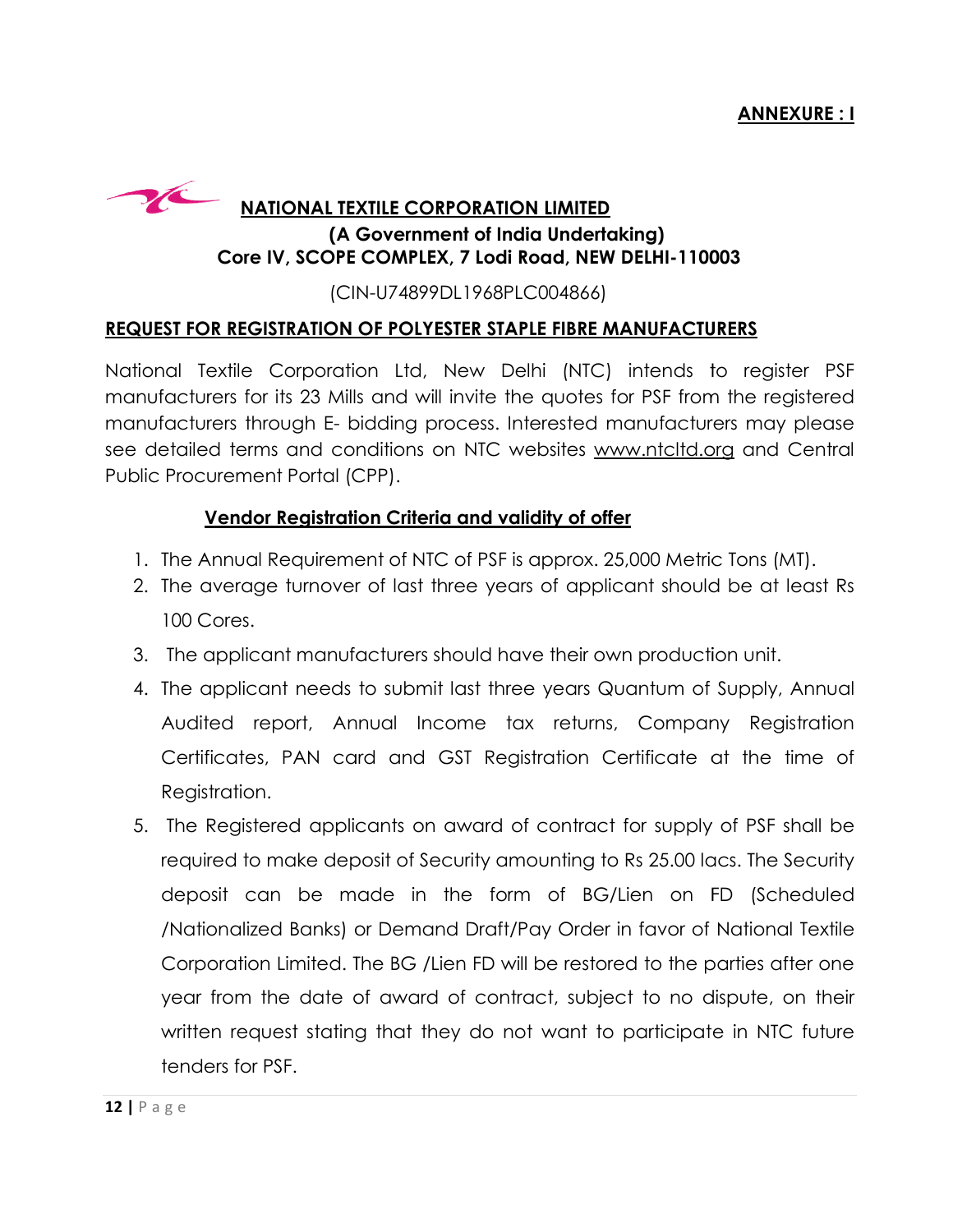**ANNEXURE : I**

# NATIONAL TEXTILE CORPORATION LIMITED

**(A Government of India Undertaking)**
**Core IV, SCOPE COMPLEX, 7 Lodi Road, NEW DELHI-110003**

(CIN-U74899DL1968PLC004866)

## REQUEST FOR REGISTRATION OF POLYESTER STAPLE FIBRE MANUFACTURERS

National Textile Corporation Ltd, New Delhi (NTC) intends to register PSF manufacturers for its 23 Mills and will invite the quotes for PSF from the registered manufacturers through E- bidding process. Interested manufacturers may please see detailed terms and conditions on NTC websites www.ntcltd.org and Central Public Procurement Portal (CPP).

### Vendor Registration Criteria and validity of offer

1. The Annual Requirement of NTC of PSF is approx. 25,000 Metric Tons (MT).
2. The average turnover of last three years of applicant should be at least Rs 100 Cores.
3. The applicant manufacturers should have their own production unit.
4. The applicant needs to submit last three years Quantum of Supply, Annual Audited report, Annual Income tax returns, Company Registration Certificates, PAN card and GST Registration Certificate at the time of Registration.
5. The Registered applicants on award of contract for supply of PSF shall be required to make deposit of Security amounting to Rs 25.00 lacs. The Security deposit can be made in the form of BG/Lien on FD (Scheduled /Nationalized Banks) or Demand Draft/Pay Order in favor of National Textile Corporation Limited. The BG /Lien FD will be restored to the parties after one year from the date of award of contract, subject to no dispute, on their written request stating that they do not want to participate in NTC future tenders for PSF.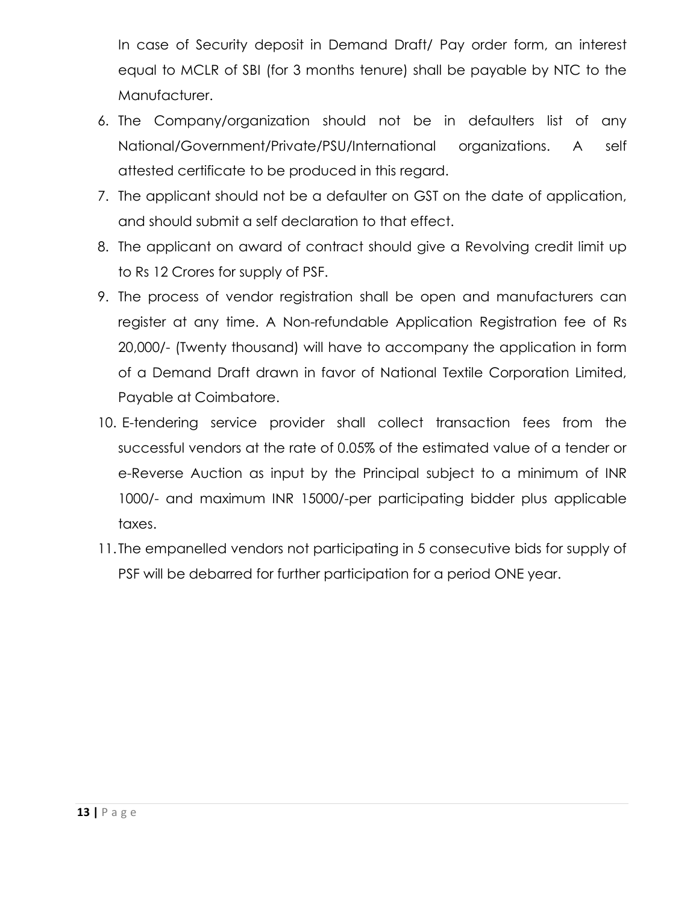In case of Security deposit in Demand Draft/ Pay order form, an interest equal to MCLR of SBI (for 3 months tenure) shall be payable by NTC to the Manufacturer.

6. The Company/organization should not be in defaulters list of any National/Government/Private/PSU/International organizations. A self attested certificate to be produced in this regard.
7. The applicant should not be a defaulter on GST on the date of application, and should submit a self declaration to that effect.
8. The applicant on award of contract should give a Revolving credit limit up to Rs 12 Crores for supply of PSF.
9. The process of vendor registration shall be open and manufacturers can register at any time. A Non-refundable Application Registration fee of Rs 20,000/- (Twenty thousand) will have to accompany the application in form of a Demand Draft drawn in favor of National Textile Corporation Limited, Payable at Coimbatore.
10. E-tendering service provider shall collect transaction fees from the successful vendors at the rate of 0.05% of the estimated value of a tender or e-Reverse Auction as input by the Principal subject to a minimum of INR 1000/- and maximum INR 15000/-per participating bidder plus applicable taxes.
11. The empanelled vendors not participating in 5 consecutive bids for supply of PSF will be debarred for further participation for a period ONE year.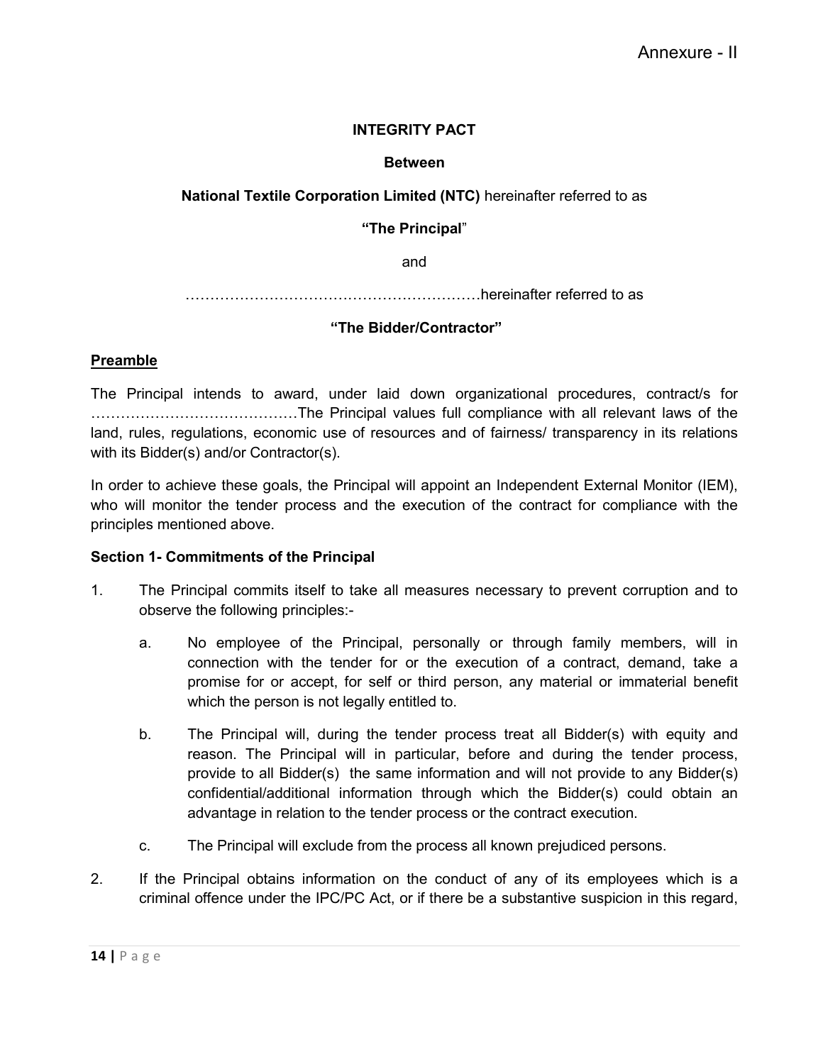Annexure - II

**INTEGRITY PACT**

**Between**

**National Textile Corporation Limited (NTC)** hereinafter referred to as

**"The Principal"**

and

……………………………………………………hereinafter referred to as

**"The Bidder/Contractor"**

**Preamble**

The Principal intends to award, under laid down organizational procedures, contract/s for ……………………………………The Principal values full compliance with all relevant laws of the land, rules, regulations, economic use of resources and of fairness/ transparency in its relations with its Bidder(s) and/or Contractor(s).

In order to achieve these goals, the Principal will appoint an Independent External Monitor (IEM), who will monitor the tender process and the execution of the contract for compliance with the principles mentioned above.

**Section 1- Commitments of the Principal**

1. The Principal commits itself to take all measures necessary to prevent corruption and to observe the following principles:-

    a. No employee of the Principal, personally or through family members, will in connection with the tender for or the execution of a contract, demand, take a promise for or accept, for self or third person, any material or immaterial benefit which the person is not legally entitled to.

    b. The Principal will, during the tender process treat all Bidder(s) with equity and reason. The Principal will in particular, before and during the tender process, provide to all Bidder(s) the same information and will not provide to any Bidder(s) confidential/additional information through which the Bidder(s) could obtain an advantage in relation to the tender process or the contract execution.

    c. The Principal will exclude from the process all known prejudiced persons.

2. If the Principal obtains information on the conduct of any of its employees which is a criminal offence under the IPC/PC Act, or if there be a substantive suspicion in this regard,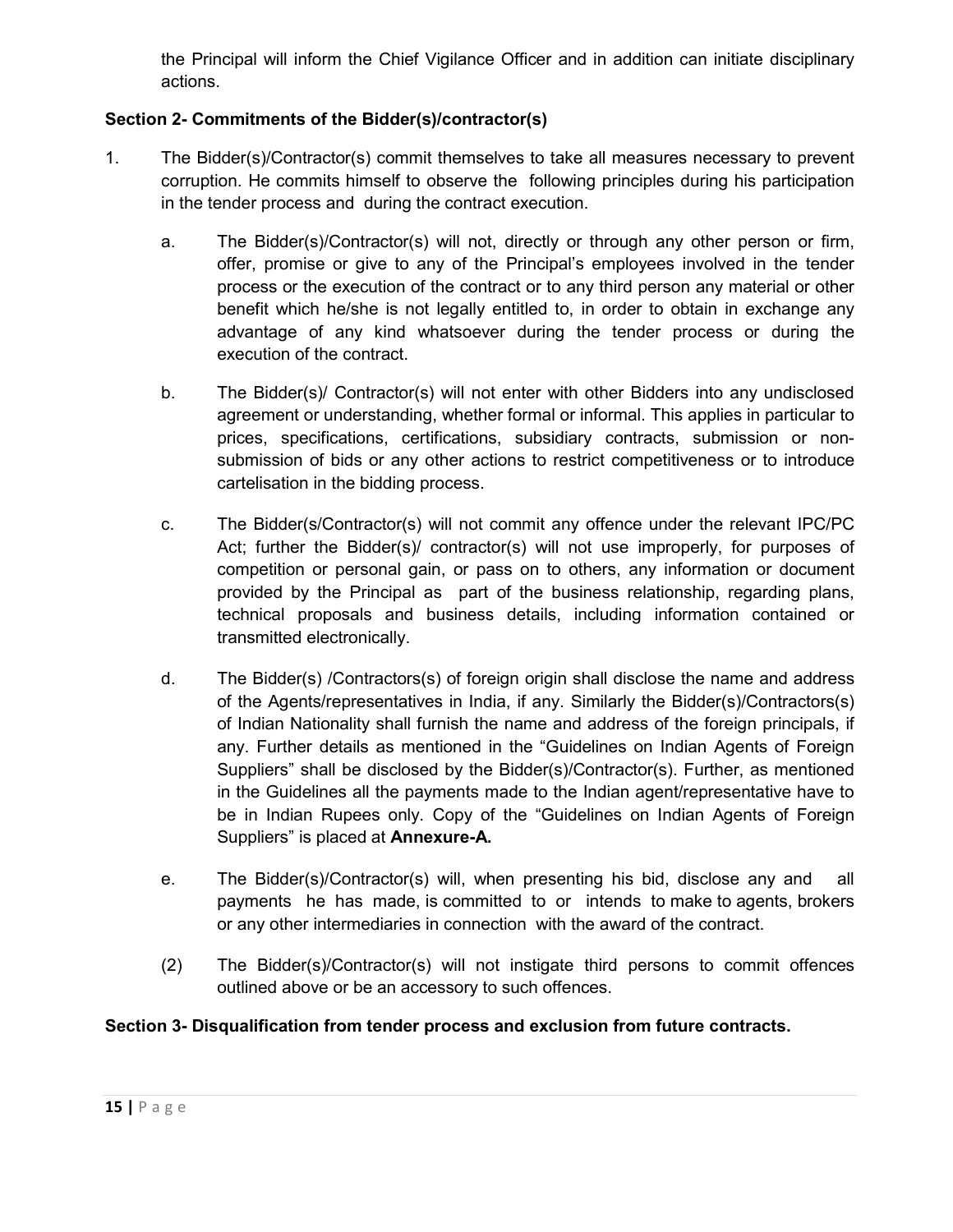the Principal will inform the Chief Vigilance Officer and in addition can initiate disciplinary actions.

**Section 2- Commitments of the Bidder(s)/contractor(s)**

1. The Bidder(s)/Contractor(s) commit themselves to take all measures necessary to prevent corruption. He commits himself to observe the following principles during his participation in the tender process and during the contract execution.

   a. The Bidder(s)/Contractor(s) will not, directly or through any other person or firm, offer, promise or give to any of the Principal's employees involved in the tender process or the execution of the contract or to any third person any material or other benefit which he/she is not legally entitled to, in order to obtain in exchange any advantage of any kind whatsoever during the tender process or during the execution of the contract.

   b. The Bidder(s)/ Contractor(s) will not enter with other Bidders into any undisclosed agreement or understanding, whether formal or informal. This applies in particular to prices, specifications, certifications, subsidiary contracts, submission or non-submission of bids or any other actions to restrict competitiveness or to introduce cartelisation in the bidding process.

   c. The Bidder(s/Contractor(s) will not commit any offence under the relevant IPC/PC Act; further the Bidder(s)/ contractor(s) will not use improperly, for purposes of competition or personal gain, or pass on to others, any information or document provided by the Principal as part of the business relationship, regarding plans, technical proposals and business details, including information contained or transmitted electronically.

   d. The Bidder(s) /Contractors(s) of foreign origin shall disclose the name and address of the Agents/representatives in India, if any. Similarly the Bidder(s)/Contractors(s) of Indian Nationality shall furnish the name and address of the foreign principals, if any. Further details as mentioned in the "Guidelines on Indian Agents of Foreign Suppliers" shall be disclosed by the Bidder(s)/Contractor(s). Further, as mentioned in the Guidelines all the payments made to the Indian agent/representative have to be in Indian Rupees only. Copy of the "Guidelines on Indian Agents of Foreign Suppliers" is placed at **Annexure-A.**

   e. The Bidder(s)/Contractor(s) will, when presenting his bid, disclose any and all payments he has made, is committed to or intends to make to agents, brokers or any other intermediaries in connection with the award of the contract.

   (2) The Bidder(s)/Contractor(s) will not instigate third persons to commit offences outlined above or be an accessory to such offences.

**Section 3- Disqualification from tender process and exclusion from future contracts.**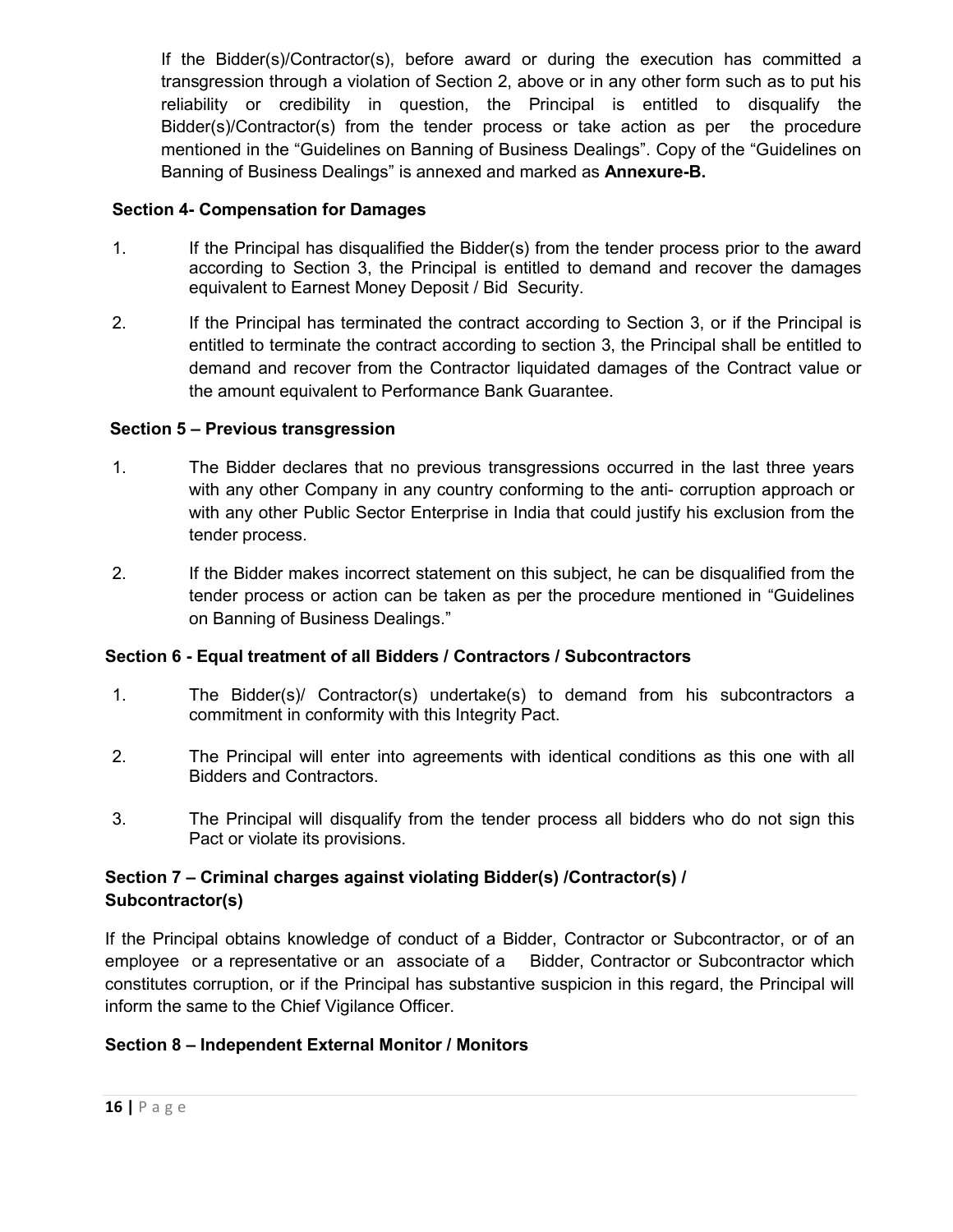If the Bidder(s)/Contractor(s), before award or during the execution has committed a transgression through a violation of Section 2, above or in any other form such as to put his reliability or credibility in question, the Principal is entitled to disqualify the Bidder(s)/Contractor(s) from the tender process or take action as per the procedure mentioned in the "Guidelines on Banning of Business Dealings". Copy of the "Guidelines on Banning of Business Dealings" is annexed and marked as **Annexure-B.**

### Section 4- Compensation for Damages

1. If the Principal has disqualified the Bidder(s) from the tender process prior to the award according to Section 3, the Principal is entitled to demand and recover the damages equivalent to Earnest Money Deposit / Bid Security.

2. If the Principal has terminated the contract according to Section 3, or if the Principal is entitled to terminate the contract according to section 3, the Principal shall be entitled to demand and recover from the Contractor liquidated damages of the Contract value or the amount equivalent to Performance Bank Guarantee.

### Section 5 – Previous transgression

1. The Bidder declares that no previous transgressions occurred in the last three years with any other Company in any country conforming to the anti- corruption approach or with any other Public Sector Enterprise in India that could justify his exclusion from the tender process.

2. If the Bidder makes incorrect statement on this subject, he can be disqualified from the tender process or action can be taken as per the procedure mentioned in "Guidelines on Banning of Business Dealings."

### Section 6 - Equal treatment of all Bidders / Contractors / Subcontractors

1. The Bidder(s)/ Contractor(s) undertake(s) to demand from his subcontractors a commitment in conformity with this Integrity Pact.

2. The Principal will enter into agreements with identical conditions as this one with all Bidders and Contractors.

3. The Principal will disqualify from the tender process all bidders who do not sign this Pact or violate its provisions.

### Section 7 – Criminal charges against violating Bidder(s) /Contractor(s) / Subcontractor(s)

If the Principal obtains knowledge of conduct of a Bidder, Contractor or Subcontractor, or of an employee or a representative or an associate of a Bidder, Contractor or Subcontractor which constitutes corruption, or if the Principal has substantive suspicion in this regard, the Principal will inform the same to the Chief Vigilance Officer.

### Section 8 – Independent External Monitor / Monitors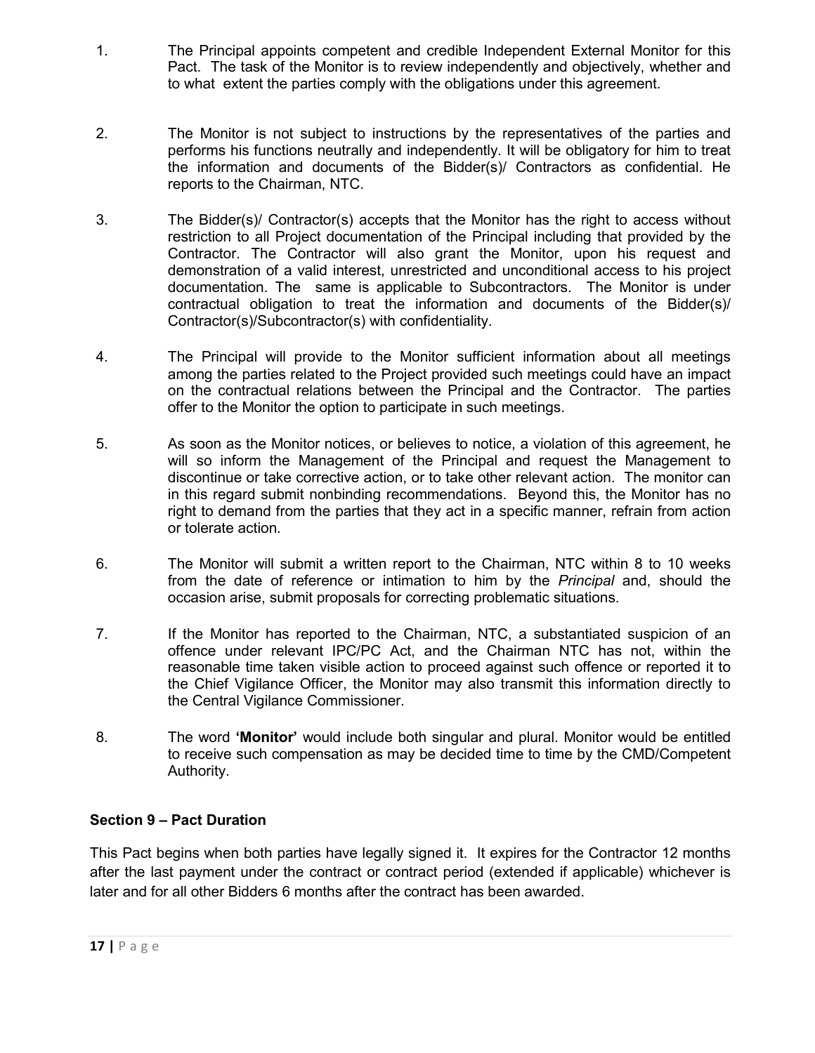1. The Principal appoints competent and credible Independent External Monitor for this Pact. The task of the Monitor is to review independently and objectively, whether and to what extent the parties comply with the obligations under this agreement.

2. The Monitor is not subject to instructions by the representatives of the parties and performs his functions neutrally and independently. It will be obligatory for him to treat the information and documents of the Bidder(s)/ Contractors as confidential. He reports to the Chairman, NTC.

3. The Bidder(s)/ Contractor(s) accepts that the Monitor has the right to access without restriction to all Project documentation of the Principal including that provided by the Contractor. The Contractor will also grant the Monitor, upon his request and demonstration of a valid interest, unrestricted and unconditional access to his project documentation. The same is applicable to Subcontractors. The Monitor is under contractual obligation to treat the information and documents of the Bidder(s)/ Contractor(s)/Subcontractor(s) with confidentiality.

4. The Principal will provide to the Monitor sufficient information about all meetings among the parties related to the Project provided such meetings could have an impact on the contractual relations between the Principal and the Contractor. The parties offer to the Monitor the option to participate in such meetings.

5. As soon as the Monitor notices, or believes to notice, a violation of this agreement, he will so inform the Management of the Principal and request the Management to discontinue or take corrective action, or to take other relevant action. The monitor can in this regard submit nonbinding recommendations. Beyond this, the Monitor has no right to demand from the parties that they act in a specific manner, refrain from action or tolerate action.

6. The Monitor will submit a written report to the Chairman, NTC within 8 to 10 weeks from the date of reference or intimation to him by the *Principal* and, should the occasion arise, submit proposals for correcting problematic situations.

7. If the Monitor has reported to the Chairman, NTC, a substantiated suspicion of an offence under relevant IPC/PC Act, and the Chairman NTC has not, within the reasonable time taken visible action to proceed against such offence or reported it to the Chief Vigilance Officer, the Monitor may also transmit this information directly to the Central Vigilance Commissioner.

8. The word **'Monitor'** would include both singular and plural. Monitor would be entitled to receive such compensation as may be decided time to time by the CMD/Competent Authority.

**Section 9 – Pact Duration**

This Pact begins when both parties have legally signed it. It expires for the Contractor 12 months after the last payment under the contract or contract period (extended if applicable) whichever is later and for all other Bidders 6 months after the contract has been awarded.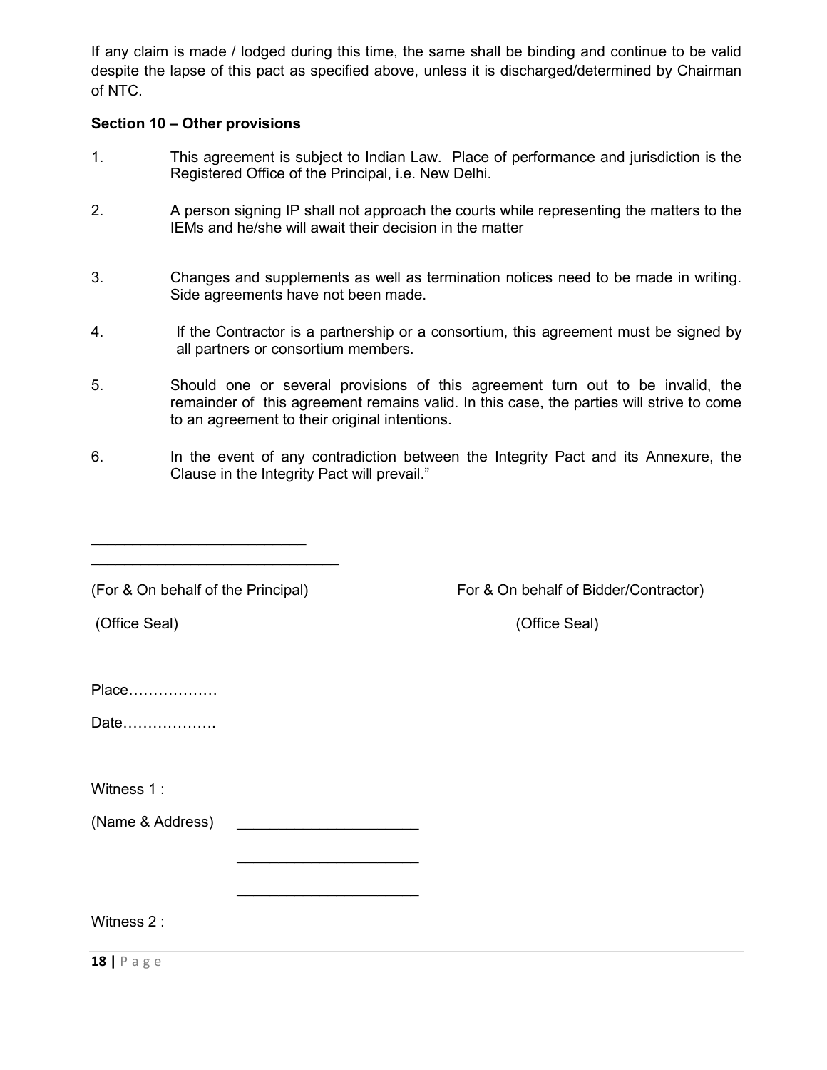If any claim is made / lodged during this time, the same shall be binding and continue to be valid despite the lapse of this pact as specified above, unless it is discharged/determined by Chairman of NTC.

**Section 10 – Other provisions**

1. This agreement is subject to Indian Law. Place of performance and jurisdiction is the Registered Office of the Principal, i.e. New Delhi.

2. A person signing IP shall not approach the courts while representing the matters to the IEMs and he/she will await their decision in the matter

3. Changes and supplements as well as termination notices need to be made in writing. Side agreements have not been made.

4. If the Contractor is a partnership or a consortium, this agreement must be signed by all partners or consortium members.

5. Should one or several provisions of this agreement turn out to be invalid, the remainder of this agreement remains valid. In this case, the parties will strive to come to an agreement to their original intentions.

6. In the event of any contradiction between the Integrity Pact and its Annexure, the Clause in the Integrity Pact will prevail."

\_\_\_\_\_\_\_\_\_\_\_\_\_\_\_\_\_\_\_\_\_\_\_\_\_\_

\_\_\_\_\_\_\_\_\_\_\_\_\_\_\_\_\_\_\_\_\_\_\_\_\_\_\_\_\_\_

(For & On behalf of the Principal) For & On behalf of Bidder/Contractor)

(Office Seal) (Office Seal)

Place………………

Date……………….

Witness 1 :

(Name & Address) \_\_\_\_\_\_\_\_\_\_\_\_\_\_\_\_\_\_\_\_\_\_

\_\_\_\_\_\_\_\_\_\_\_\_\_\_\_\_\_\_\_\_\_\_

\_\_\_\_\_\_\_\_\_\_\_\_\_\_\_\_\_\_\_\_\_\_

Witness 2 :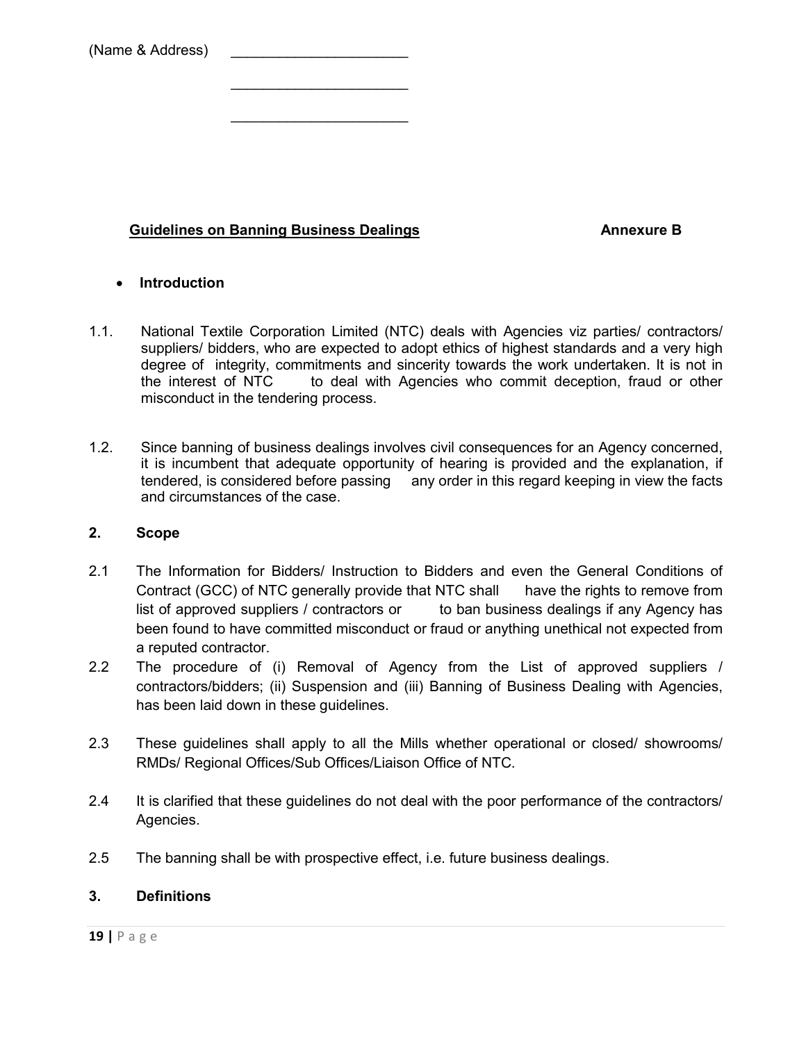(Name & Address) ______________________

______________________

______________________

**Guidelines on Banning Business Dealings** **Annexure B**

- **Introduction**

1.1. National Textile Corporation Limited (NTC) deals with Agencies viz parties/ contractors/ suppliers/ bidders, who are expected to adopt ethics of highest standards and a very high degree of integrity, commitments and sincerity towards the work undertaken. It is not in the interest of NTC to deal with Agencies who commit deception, fraud or other misconduct in the tendering process.

1.2. Since banning of business dealings involves civil consequences for an Agency concerned, it is incumbent that adequate opportunity of hearing is provided and the explanation, if tendered, is considered before passing any order in this regard keeping in view the facts and circumstances of the case.

**2. Scope**

2.1 The Information for Bidders/ Instruction to Bidders and even the General Conditions of Contract (GCC) of NTC generally provide that NTC shall have the rights to remove from list of approved suppliers / contractors or to ban business dealings if any Agency has been found to have committed misconduct or fraud or anything unethical not expected from a reputed contractor.

2.2 The procedure of (i) Removal of Agency from the List of approved suppliers / contractors/bidders; (ii) Suspension and (iii) Banning of Business Dealing with Agencies, has been laid down in these guidelines.

2.3 These guidelines shall apply to all the Mills whether operational or closed/ showrooms/ RMDs/ Regional Offices/Sub Offices/Liaison Office of NTC.

2.4 It is clarified that these guidelines do not deal with the poor performance of the contractors/ Agencies.

2.5 The banning shall be with prospective effect, i.e. future business dealings.

**3. Definitions**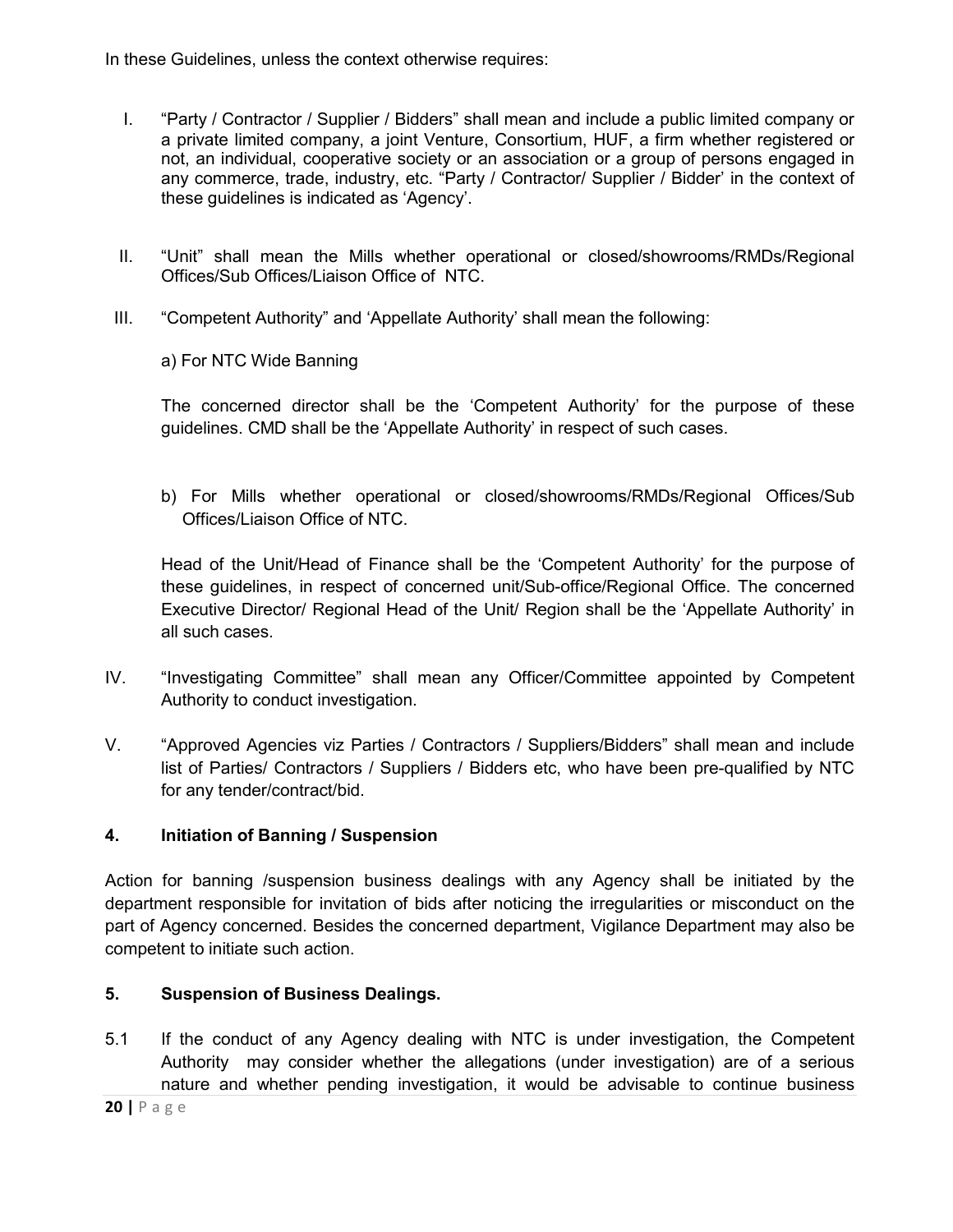In these Guidelines, unless the context otherwise requires:

I. "Party / Contractor / Supplier / Bidders" shall mean and include a public limited company or a private limited company, a joint Venture, Consortium, HUF, a firm whether registered or not, an individual, cooperative society or an association or a group of persons engaged in any commerce, trade, industry, etc. "Party / Contractor/ Supplier / Bidder' in the context of these guidelines is indicated as 'Agency'.

II. "Unit" shall mean the Mills whether operational or closed/showrooms/RMDs/Regional Offices/Sub Offices/Liaison Office of NTC.

III. "Competent Authority" and 'Appellate Authority' shall mean the following:

a) For NTC Wide Banning

The concerned director shall be the 'Competent Authority' for the purpose of these guidelines. CMD shall be the 'Appellate Authority' in respect of such cases.

b) For Mills whether operational or closed/showrooms/RMDs/Regional Offices/Sub Offices/Liaison Office of NTC.

Head of the Unit/Head of Finance shall be the 'Competent Authority' for the purpose of these guidelines, in respect of concerned unit/Sub-office/Regional Office. The concerned Executive Director/ Regional Head of the Unit/ Region shall be the 'Appellate Authority' in all such cases.

IV. "Investigating Committee" shall mean any Officer/Committee appointed by Competent Authority to conduct investigation.

V. "Approved Agencies viz Parties / Contractors / Suppliers/Bidders" shall mean and include list of Parties/ Contractors / Suppliers / Bidders etc, who have been pre-qualified by NTC for any tender/contract/bid.

## 4. Initiation of Banning / Suspension

Action for banning /suspension business dealings with any Agency shall be initiated by the department responsible for invitation of bids after noticing the irregularities or misconduct on the part of Agency concerned. Besides the concerned department, Vigilance Department may also be competent to initiate such action.

## 5. Suspension of Business Dealings.

5.1 If the conduct of any Agency dealing with NTC is under investigation, the Competent Authority may consider whether the allegations (under investigation) are of a serious nature and whether pending investigation, it would be advisable to continue business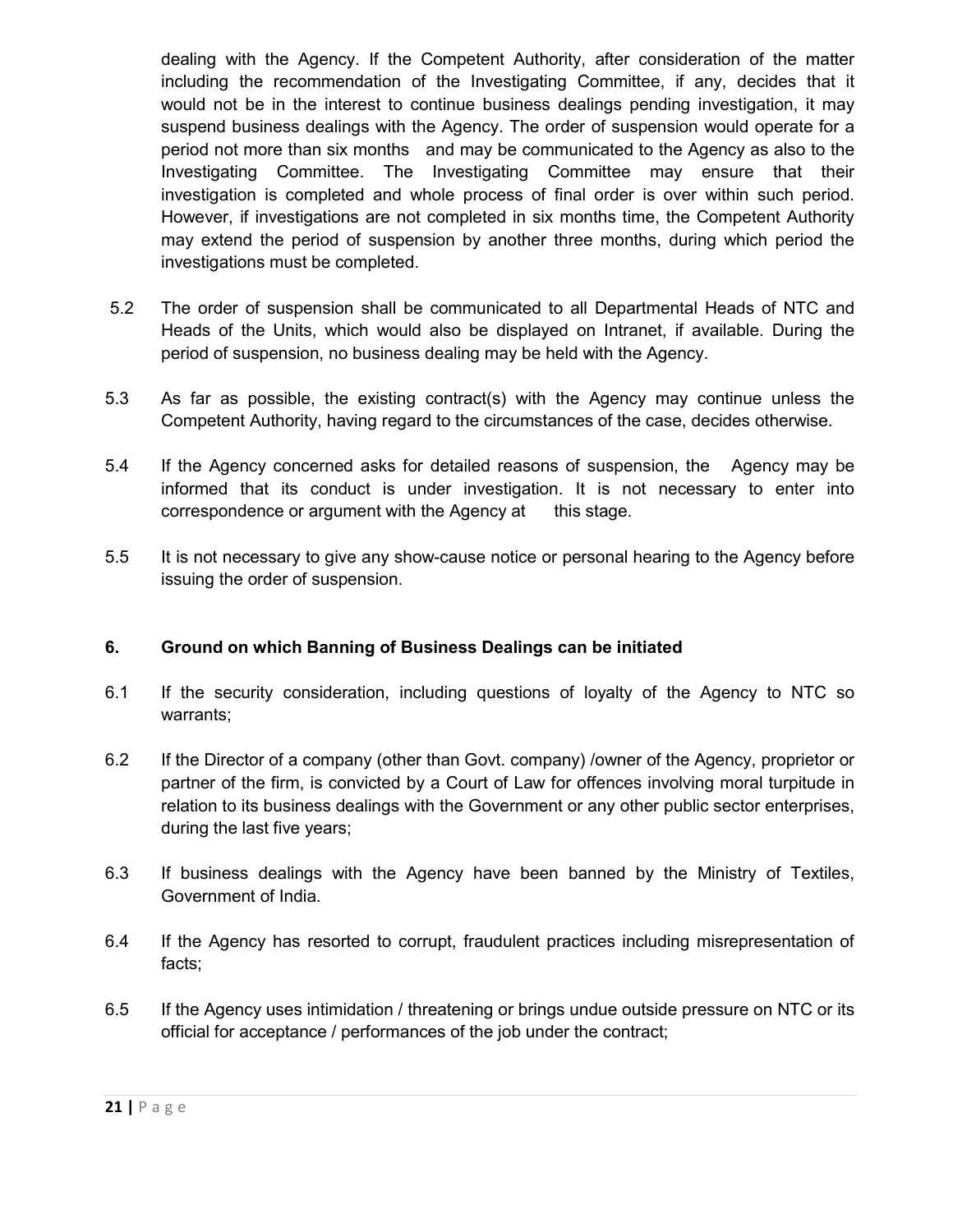dealing with the Agency. If the Competent Authority, after consideration of the matter including the recommendation of the Investigating Committee, if any, decides that it would not be in the interest to continue business dealings pending investigation, it may suspend business dealings with the Agency. The order of suspension would operate for a period not more than six months and may be communicated to the Agency as also to the Investigating Committee. The Investigating Committee may ensure that their investigation is completed and whole process of final order is over within such period. However, if investigations are not completed in six months time, the Competent Authority may extend the period of suspension by another three months, during which period the investigations must be completed.

5.2 The order of suspension shall be communicated to all Departmental Heads of NTC and Heads of the Units, which would also be displayed on Intranet, if available. During the period of suspension, no business dealing may be held with the Agency.

5.3 As far as possible, the existing contract(s) with the Agency may continue unless the Competent Authority, having regard to the circumstances of the case, decides otherwise.

5.4 If the Agency concerned asks for detailed reasons of suspension, the Agency may be informed that its conduct is under investigation. It is not necessary to enter into correspondence or argument with the Agency at this stage.

5.5 It is not necessary to give any show-cause notice or personal hearing to the Agency before issuing the order of suspension.

**6. Ground on which Banning of Business Dealings can be initiated**

6.1 If the security consideration, including questions of loyalty of the Agency to NTC so warrants;

6.2 If the Director of a company (other than Govt. company) /owner of the Agency, proprietor or partner of the firm, is convicted by a Court of Law for offences involving moral turpitude in relation to its business dealings with the Government or any other public sector enterprises, during the last five years;

6.3 If business dealings with the Agency have been banned by the Ministry of Textiles, Government of India.

6.4 If the Agency has resorted to corrupt, fraudulent practices including misrepresentation of facts;

6.5 If the Agency uses intimidation / threatening or brings undue outside pressure on NTC or its official for acceptance / performances of the job under the contract;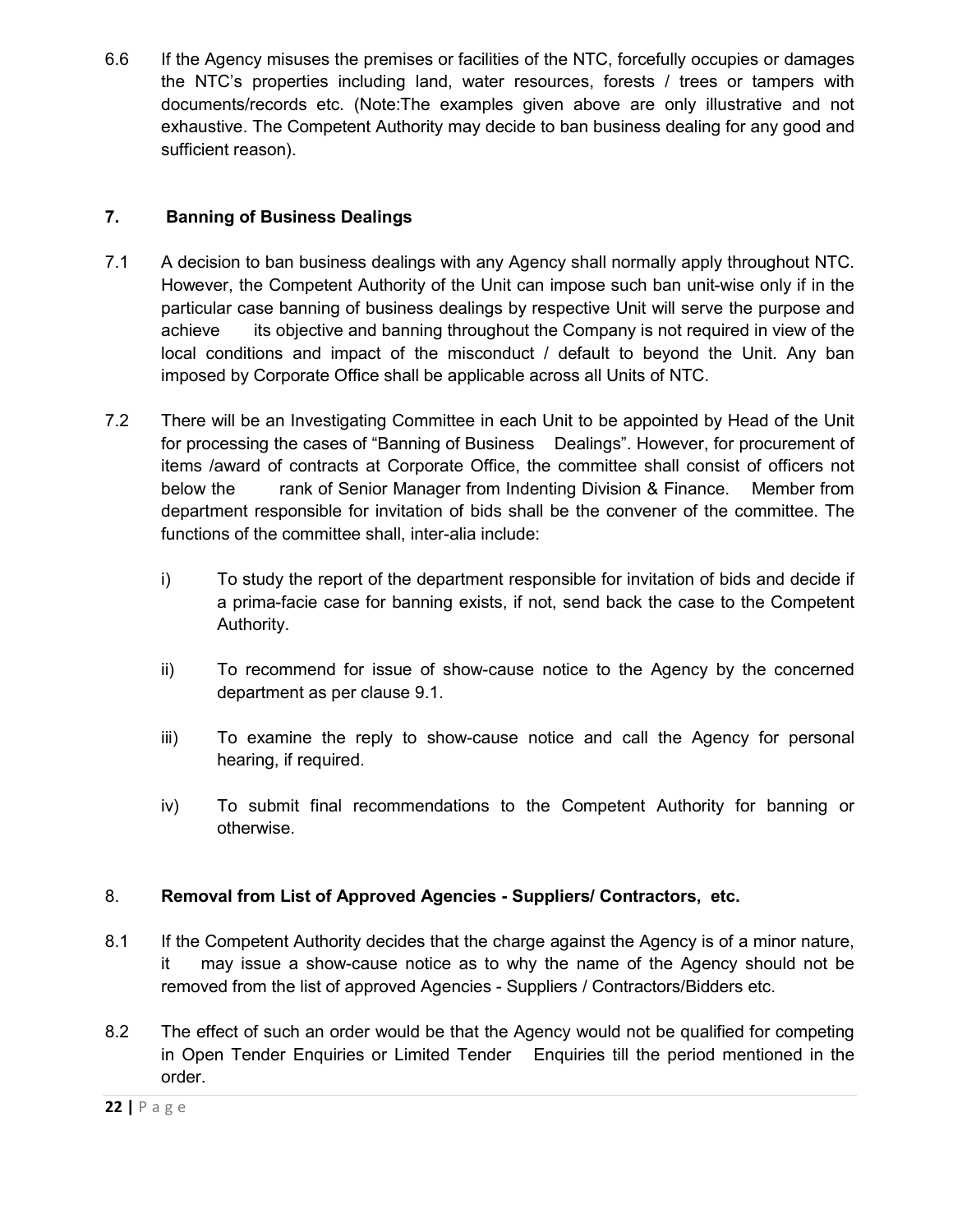6.6 If the Agency misuses the premises or facilities of the NTC, forcefully occupies or damages the NTC's properties including land, water resources, forests / trees or tampers with documents/records etc. (Note:The examples given above are only illustrative and not exhaustive. The Competent Authority may decide to ban business dealing for any good and sufficient reason).

## 7. Banning of Business Dealings

7.1 A decision to ban business dealings with any Agency shall normally apply throughout NTC. However, the Competent Authority of the Unit can impose such ban unit-wise only if in the particular case banning of business dealings by respective Unit will serve the purpose and achieve its objective and banning throughout the Company is not required in view of the local conditions and impact of the misconduct / default to beyond the Unit. Any ban imposed by Corporate Office shall be applicable across all Units of NTC.

7.2 There will be an Investigating Committee in each Unit to be appointed by Head of the Unit for processing the cases of "Banning of Business Dealings". However, for procurement of items /award of contracts at Corporate Office, the committee shall consist of officers not below the rank of Senior Manager from Indenting Division & Finance. Member from department responsible for invitation of bids shall be the convener of the committee. The functions of the committee shall, inter-alia include:

i) To study the report of the department responsible for invitation of bids and decide if a prima-facie case for banning exists, if not, send back the case to the Competent Authority.

ii) To recommend for issue of show-cause notice to the Agency by the concerned department as per clause 9.1.

iii) To examine the reply to show-cause notice and call the Agency for personal hearing, if required.

iv) To submit final recommendations to the Competent Authority for banning or otherwise.

## 8. Removal from List of Approved Agencies - Suppliers/ Contractors, etc.

8.1 If the Competent Authority decides that the charge against the Agency is of a minor nature, it may issue a show-cause notice as to why the name of the Agency should not be removed from the list of approved Agencies - Suppliers / Contractors/Bidders etc.

8.2 The effect of such an order would be that the Agency would not be qualified for competing in Open Tender Enquiries or Limited Tender Enquiries till the period mentioned in the order.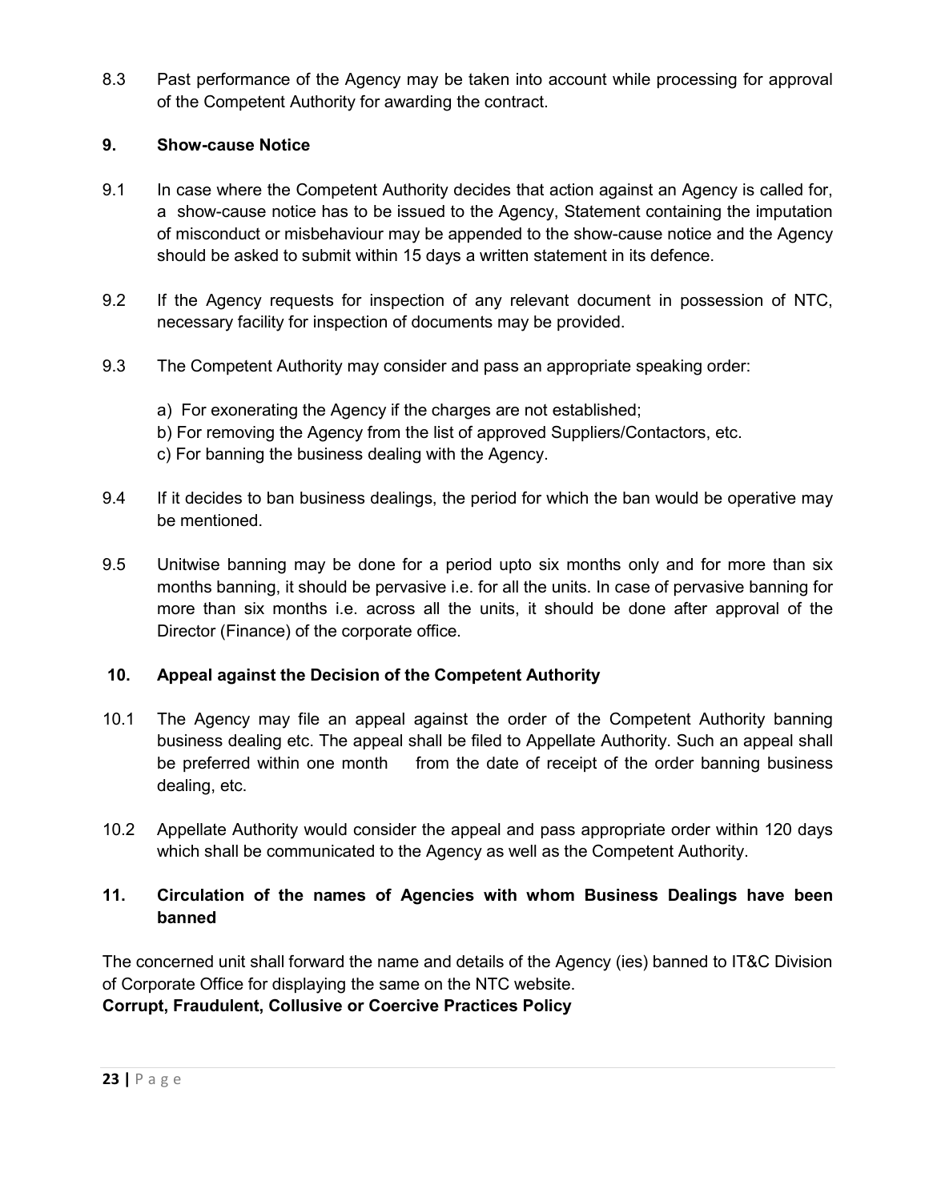8.3 Past performance of the Agency may be taken into account while processing for approval of the Competent Authority for awarding the contract.

## 9. Show-cause Notice

9.1 In case where the Competent Authority decides that action against an Agency is called for, a show-cause notice has to be issued to the Agency, Statement containing the imputation of misconduct or misbehaviour may be appended to the show-cause notice and the Agency should be asked to submit within 15 days a written statement in its defence.

9.2 If the Agency requests for inspection of any relevant document in possession of NTC, necessary facility for inspection of documents may be provided.

9.3 The Competent Authority may consider and pass an appropriate speaking order:

a) For exonerating the Agency if the charges are not established;
b) For removing the Agency from the list of approved Suppliers/Contactors, etc.
c) For banning the business dealing with the Agency.

9.4 If it decides to ban business dealings, the period for which the ban would be operative may be mentioned.

9.5 Unitwise banning may be done for a period upto six months only and for more than six months banning, it should be pervasive i.e. for all the units. In case of pervasive banning for more than six months i.e. across all the units, it should be done after approval of the Director (Finance) of the corporate office.

## 10. Appeal against the Decision of the Competent Authority

10.1 The Agency may file an appeal against the order of the Competent Authority banning business dealing etc. The appeal shall be filed to Appellate Authority. Such an appeal shall be preferred within one month from the date of receipt of the order banning business dealing, etc.

10.2 Appellate Authority would consider the appeal and pass appropriate order within 120 days which shall be communicated to the Agency as well as the Competent Authority.

## 11. Circulation of the names of Agencies with whom Business Dealings have been banned

The concerned unit shall forward the name and details of the Agency (ies) banned to IT&C Division of Corporate Office for displaying the same on the NTC website.

**Corrupt, Fraudulent, Collusive or Coercive Practices Policy**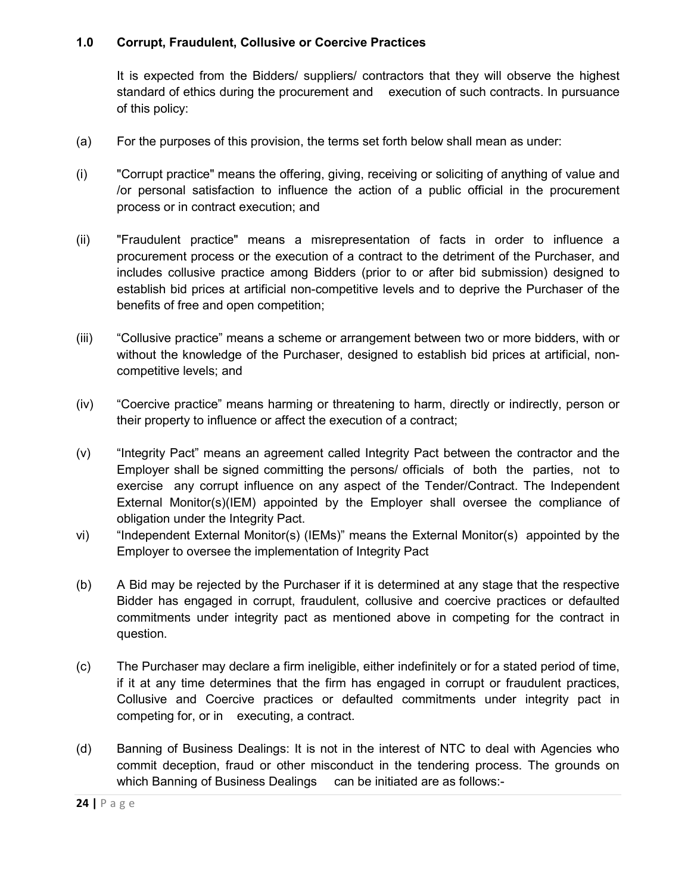## 1.0 Corrupt, Fraudulent, Collusive or Coercive Practices

It is expected from the Bidders/ suppliers/ contractors that they will observe the highest standard of ethics during the procurement and execution of such contracts. In pursuance of this policy:

(a) For the purposes of this provision, the terms set forth below shall mean as under:

(i) "Corrupt practice" means the offering, giving, receiving or soliciting of anything of value and /or personal satisfaction to influence the action of a public official in the procurement process or in contract execution; and

(ii) "Fraudulent practice" means a misrepresentation of facts in order to influence a procurement process or the execution of a contract to the detriment of the Purchaser, and includes collusive practice among Bidders (prior to or after bid submission) designed to establish bid prices at artificial non-competitive levels and to deprive the Purchaser of the benefits of free and open competition;

(iii) "Collusive practice" means a scheme or arrangement between two or more bidders, with or without the knowledge of the Purchaser, designed to establish bid prices at artificial, non-competitive levels; and

(iv) "Coercive practice" means harming or threatening to harm, directly or indirectly, person or their property to influence or affect the execution of a contract;

(v) "Integrity Pact" means an agreement called Integrity Pact between the contractor and the Employer shall be signed committing the persons/ officials of both the parties, not to exercise any corrupt influence on any aspect of the Tender/Contract. The Independent External Monitor(s)(IEM) appointed by the Employer shall oversee the compliance of obligation under the Integrity Pact.

vi) "Independent External Monitor(s) (IEMs)" means the External Monitor(s) appointed by the Employer to oversee the implementation of Integrity Pact

(b) A Bid may be rejected by the Purchaser if it is determined at any stage that the respective Bidder has engaged in corrupt, fraudulent, collusive and coercive practices or defaulted commitments under integrity pact as mentioned above in competing for the contract in question.

(c) The Purchaser may declare a firm ineligible, either indefinitely or for a stated period of time, if it at any time determines that the firm has engaged in corrupt or fraudulent practices, Collusive and Coercive practices or defaulted commitments under integrity pact in competing for, or in executing, a contract.

(d) Banning of Business Dealings: It is not in the interest of NTC to deal with Agencies who commit deception, fraud or other misconduct in the tendering process. The grounds on which Banning of Business Dealings can be initiated are as follows:-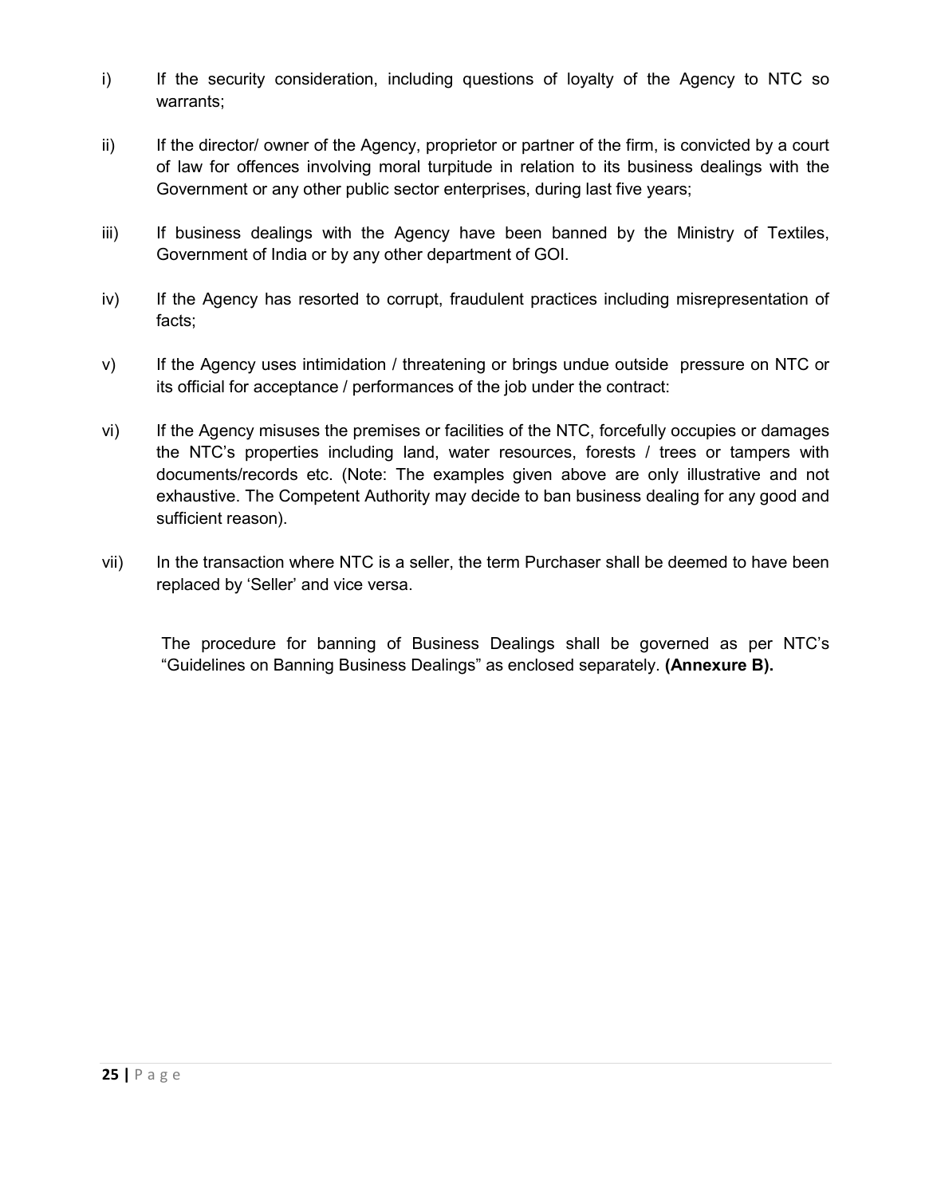i) If the security consideration, including questions of loyalty of the Agency to NTC so warrants;

ii) If the director/ owner of the Agency, proprietor or partner of the firm, is convicted by a court of law for offences involving moral turpitude in relation to its business dealings with the Government or any other public sector enterprises, during last five years;

iii) If business dealings with the Agency have been banned by the Ministry of Textiles, Government of India or by any other department of GOI.

iv) If the Agency has resorted to corrupt, fraudulent practices including misrepresentation of facts;

v) If the Agency uses intimidation / threatening or brings undue outside pressure on NTC or its official for acceptance / performances of the job under the contract:

vi) If the Agency misuses the premises or facilities of the NTC, forcefully occupies or damages the NTC's properties including land, water resources, forests / trees or tampers with documents/records etc. (Note: The examples given above are only illustrative and not exhaustive. The Competent Authority may decide to ban business dealing for any good and sufficient reason).

vii) In the transaction where NTC is a seller, the term Purchaser shall be deemed to have been replaced by 'Seller' and vice versa.

The procedure for banning of Business Dealings shall be governed as per NTC's "Guidelines on Banning Business Dealings" as enclosed separately. **(Annexure B).**